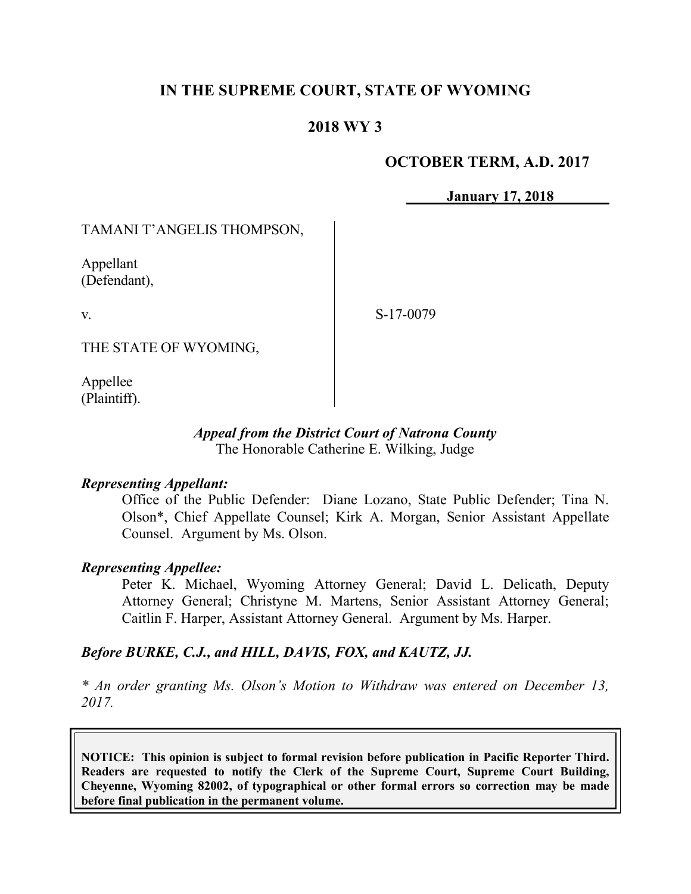# IN THE SUPREME COURT, STATE OF WYOMING

## 2018 WY 3

**OCTOBER TERM, A.D. 2017**

**January 17, 2018**

TAMANI T'ANGELIS THOMPSON,

Appellant
(Defendant),

v.

S-17-0079

THE STATE OF WYOMING,

Appellee
(Plaintiff).

*Appeal from the District Court of Natrona County*
The Honorable Catherine E. Wilking, Judge

***Representing Appellant:***

Office of the Public Defender: Diane Lozano, State Public Defender; Tina N. Olson*, Chief Appellate Counsel; Kirk A. Morgan, Senior Assistant Appellate Counsel. Argument by Ms. Olson.

***Representing Appellee:***

Peter K. Michael, Wyoming Attorney General; David L. Delicath, Deputy Attorney General; Christyne M. Martens, Senior Assistant Attorney General; Caitlin F. Harper, Assistant Attorney General. Argument by Ms. Harper.

***Before BURKE, C.J., and HILL, DAVIS, FOX, and KAUTZ, JJ.***

*\* An order granting Ms. Olson's Motion to Withdraw was entered on December 13, 2017.*

**NOTICE: This opinion is subject to formal revision before publication in Pacific Reporter Third. Readers are requested to notify the Clerk of the Supreme Court, Supreme Court Building, Cheyenne, Wyoming 82002, of typographical or other formal errors so correction may be made before final publication in the permanent volume.**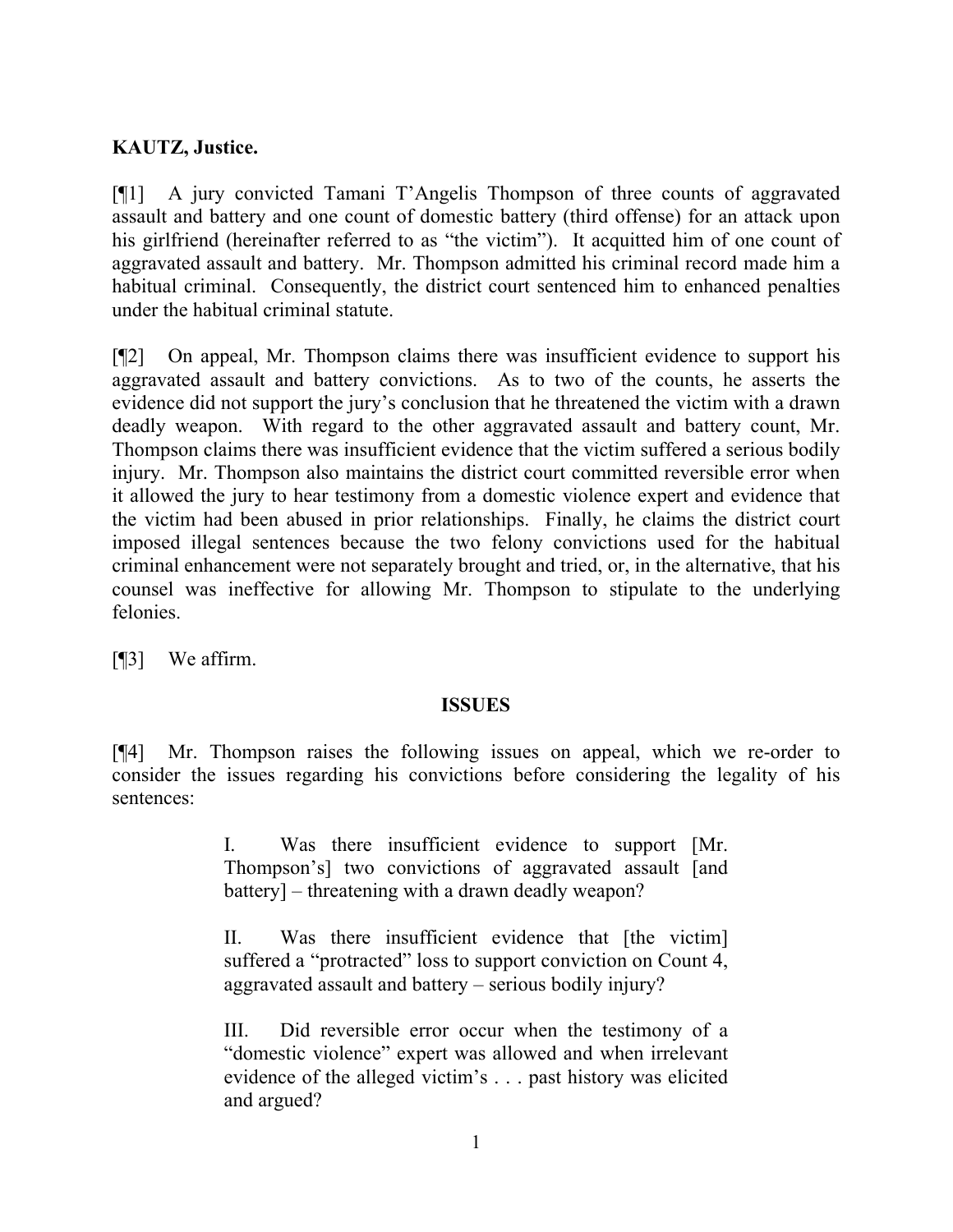**KAUTZ, Justice.**

[¶1] A jury convicted Tamani T'Angelis Thompson of three counts of aggravated assault and battery and one count of domestic battery (third offense) for an attack upon his girlfriend (hereinafter referred to as "the victim"). It acquitted him of one count of aggravated assault and battery. Mr. Thompson admitted his criminal record made him a habitual criminal. Consequently, the district court sentenced him to enhanced penalties under the habitual criminal statute.

[¶2] On appeal, Mr. Thompson claims there was insufficient evidence to support his aggravated assault and battery convictions. As to two of the counts, he asserts the evidence did not support the jury's conclusion that he threatened the victim with a drawn deadly weapon. With regard to the other aggravated assault and battery count, Mr. Thompson claims there was insufficient evidence that the victim suffered a serious bodily injury. Mr. Thompson also maintains the district court committed reversible error when it allowed the jury to hear testimony from a domestic violence expert and evidence that the victim had been abused in prior relationships. Finally, he claims the district court imposed illegal sentences because the two felony convictions used for the habitual criminal enhancement were not separately brought and tried, or, in the alternative, that his counsel was ineffective for allowing Mr. Thompson to stipulate to the underlying felonies.

[¶3] We affirm.

## ISSUES

[¶4] Mr. Thompson raises the following issues on appeal, which we re-order to consider the issues regarding his convictions before considering the legality of his sentences:

> I. Was there insufficient evidence to support [Mr. Thompson's] two convictions of aggravated assault [and battery] – threatening with a drawn deadly weapon?
>
> II. Was there insufficient evidence that [the victim] suffered a "protracted" loss to support conviction on Count 4, aggravated assault and battery – serious bodily injury?
>
> III. Did reversible error occur when the testimony of a "domestic violence" expert was allowed and when irrelevant evidence of the alleged victim's . . . past history was elicited and argued?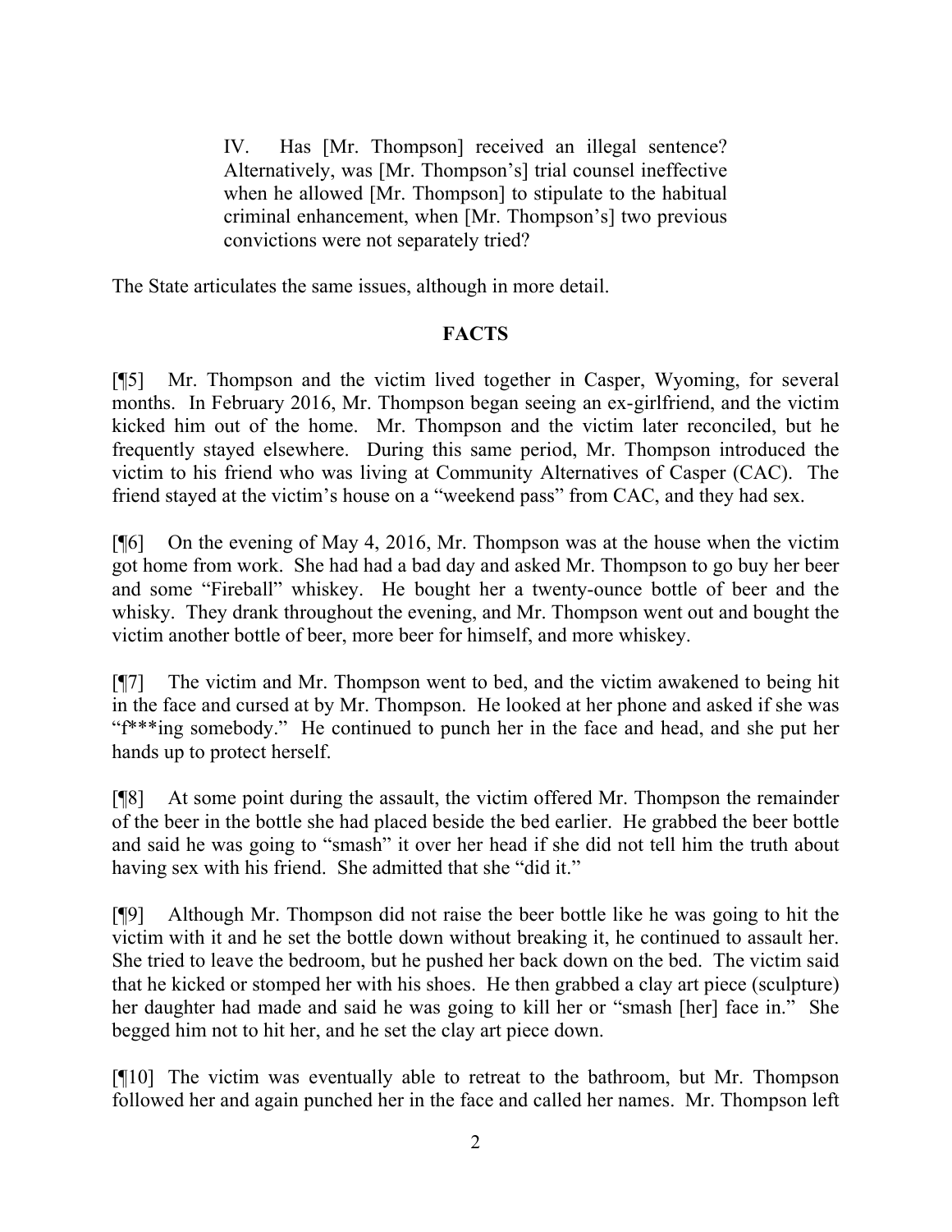> IV. Has [Mr. Thompson] received an illegal sentence? Alternatively, was [Mr. Thompson's] trial counsel ineffective when he allowed [Mr. Thompson] to stipulate to the habitual criminal enhancement, when [Mr. Thompson's] two previous convictions were not separately tried?

The State articulates the same issues, although in more detail.

## FACTS

[¶5] Mr. Thompson and the victim lived together in Casper, Wyoming, for several months. In February 2016, Mr. Thompson began seeing an ex-girlfriend, and the victim kicked him out of the home. Mr. Thompson and the victim later reconciled, but he frequently stayed elsewhere. During this same period, Mr. Thompson introduced the victim to his friend who was living at Community Alternatives of Casper (CAC). The friend stayed at the victim's house on a "weekend pass" from CAC, and they had sex.

[¶6] On the evening of May 4, 2016, Mr. Thompson was at the house when the victim got home from work. She had had a bad day and asked Mr. Thompson to go buy her beer and some "Fireball" whiskey. He bought her a twenty-ounce bottle of beer and the whisky. They drank throughout the evening, and Mr. Thompson went out and bought the victim another bottle of beer, more beer for himself, and more whiskey.

[¶7] The victim and Mr. Thompson went to bed, and the victim awakened to being hit in the face and cursed at by Mr. Thompson. He looked at her phone and asked if she was "f***ing somebody." He continued to punch her in the face and head, and she put her hands up to protect herself.

[¶8] At some point during the assault, the victim offered Mr. Thompson the remainder of the beer in the bottle she had placed beside the bed earlier. He grabbed the beer bottle and said he was going to "smash" it over her head if she did not tell him the truth about having sex with his friend. She admitted that she "did it."

[¶9] Although Mr. Thompson did not raise the beer bottle like he was going to hit the victim with it and he set the bottle down without breaking it, he continued to assault her. She tried to leave the bedroom, but he pushed her back down on the bed. The victim said that he kicked or stomped her with his shoes. He then grabbed a clay art piece (sculpture) her daughter had made and said he was going to kill her or "smash [her] face in." She begged him not to hit her, and he set the clay art piece down.

[¶10] The victim was eventually able to retreat to the bathroom, but Mr. Thompson followed her and again punched her in the face and called her names. Mr. Thompson left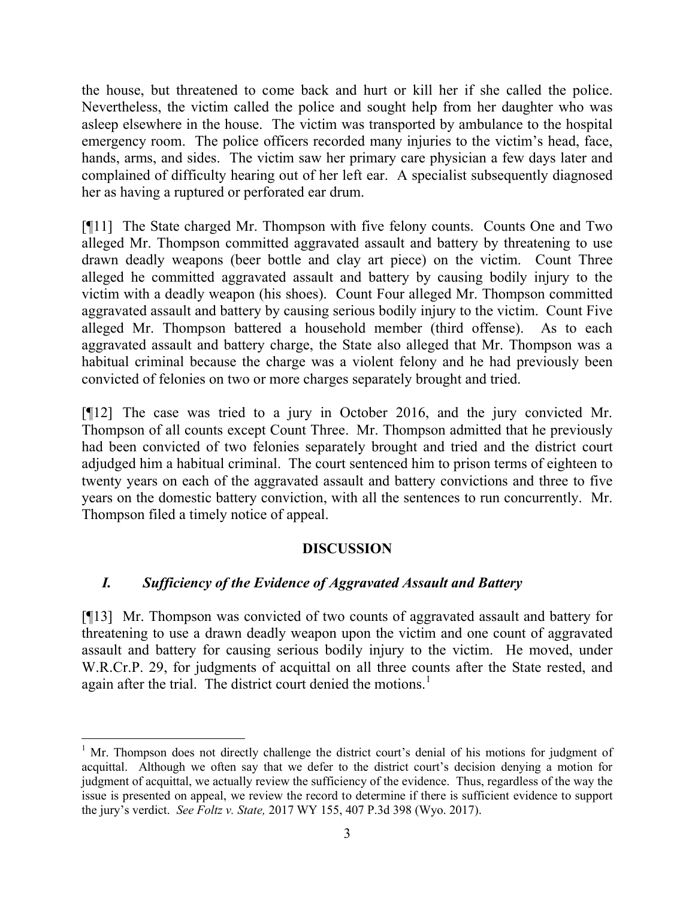the house, but threatened to come back and hurt or kill her if she called the police. Nevertheless, the victim called the police and sought help from her daughter who was asleep elsewhere in the house. The victim was transported by ambulance to the hospital emergency room. The police officers recorded many injuries to the victim's head, face, hands, arms, and sides. The victim saw her primary care physician a few days later and complained of difficulty hearing out of her left ear. A specialist subsequently diagnosed her as having a ruptured or perforated ear drum.

[¶11] The State charged Mr. Thompson with five felony counts. Counts One and Two alleged Mr. Thompson committed aggravated assault and battery by threatening to use drawn deadly weapons (beer bottle and clay art piece) on the victim. Count Three alleged he committed aggravated assault and battery by causing bodily injury to the victim with a deadly weapon (his shoes). Count Four alleged Mr. Thompson committed aggravated assault and battery by causing serious bodily injury to the victim. Count Five alleged Mr. Thompson battered a household member (third offense). As to each aggravated assault and battery charge, the State also alleged that Mr. Thompson was a habitual criminal because the charge was a violent felony and he had previously been convicted of felonies on two or more charges separately brought and tried.

[¶12] The case was tried to a jury in October 2016, and the jury convicted Mr. Thompson of all counts except Count Three. Mr. Thompson admitted that he previously had been convicted of two felonies separately brought and tried and the district court adjudged him a habitual criminal. The court sentenced him to prison terms of eighteen to twenty years on each of the aggravated assault and battery convictions and three to five years on the domestic battery conviction, with all the sentences to run concurrently. Mr. Thompson filed a timely notice of appeal.

## DISCUSSION

### *I. Sufficiency of the Evidence of Aggravated Assault and Battery*

[¶13] Mr. Thompson was convicted of two counts of aggravated assault and battery for threatening to use a drawn deadly weapon upon the victim and one count of aggravated assault and battery for causing serious bodily injury to the victim. He moved, under W.R.Cr.P. 29, for judgments of acquittal on all three counts after the State rested, and again after the trial. The district court denied the motions.[1]

---

[1] Mr. Thompson does not directly challenge the district court's denial of his motions for judgment of acquittal. Although we often say that we defer to the district court's decision denying a motion for judgment of acquittal, we actually review the sufficiency of the evidence. Thus, regardless of the way the issue is presented on appeal, we review the record to determine if there is sufficient evidence to support the jury's verdict. *See Foltz v. State,* 2017 WY 155, 407 P.3d 398 (Wyo. 2017).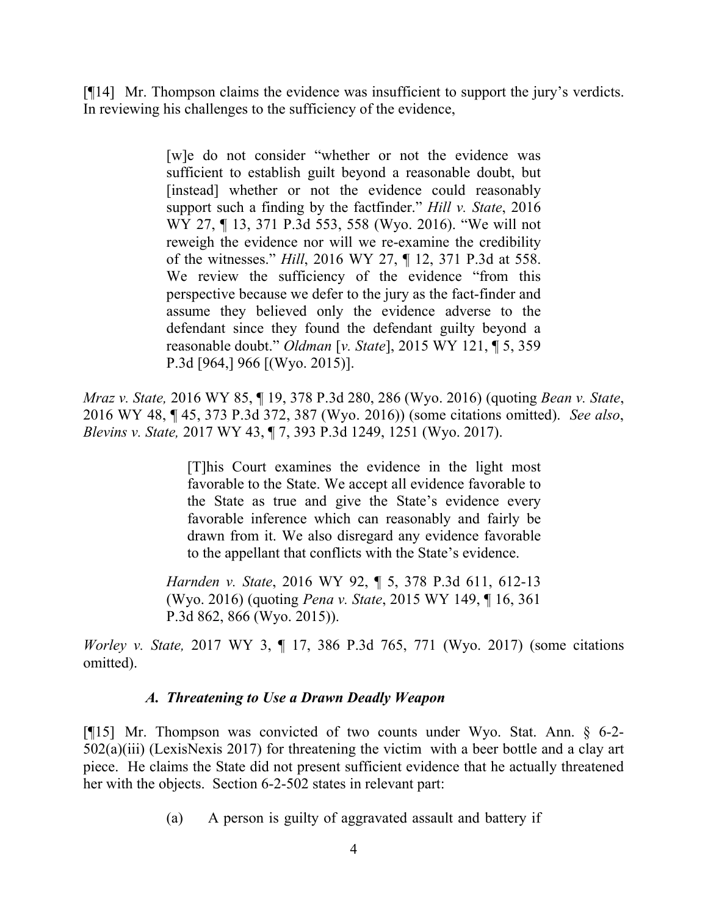[¶14] Mr. Thompson claims the evidence was insufficient to support the jury's verdicts. In reviewing his challenges to the sufficiency of the evidence,

> [w]e do not consider "whether or not the evidence was sufficient to establish guilt beyond a reasonable doubt, but [instead] whether or not the evidence could reasonably support such a finding by the factfinder." *Hill v. State*, 2016 WY 27, ¶ 13, 371 P.3d 553, 558 (Wyo. 2016). "We will not reweigh the evidence nor will we re-examine the credibility of the witnesses." *Hill*, 2016 WY 27, ¶ 12, 371 P.3d at 558. We review the sufficiency of the evidence "from this perspective because we defer to the jury as the fact-finder and assume they believed only the evidence adverse to the defendant since they found the defendant guilty beyond a reasonable doubt." *Oldman* [*v. State*], 2015 WY 121, ¶ 5, 359 P.3d [964,] 966 [(Wyo. 2015)].

*Mraz v. State,* 2016 WY 85, ¶ 19, 378 P.3d 280, 286 (Wyo. 2016) (quoting *Bean v. State*, 2016 WY 48, ¶ 45, 373 P.3d 372, 387 (Wyo. 2016)) (some citations omitted). *See also*, *Blevins v. State,* 2017 WY 43, ¶ 7, 393 P.3d 1249, 1251 (Wyo. 2017).

> [T]his Court examines the evidence in the light most favorable to the State. We accept all evidence favorable to the State as true and give the State's evidence every favorable inference which can reasonably and fairly be drawn from it. We also disregard any evidence favorable to the appellant that conflicts with the State's evidence.
>
> *Harnden v. State*, 2016 WY 92, ¶ 5, 378 P.3d 611, 612-13 (Wyo. 2016) (quoting *Pena v. State*, 2015 WY 149, ¶ 16, 361 P.3d 862, 866 (Wyo. 2015)).

*Worley v. State,* 2017 WY 3, ¶ 17, 386 P.3d 765, 771 (Wyo. 2017) (some citations omitted).

### *A. Threatening to Use a Drawn Deadly Weapon*

[¶15] Mr. Thompson was convicted of two counts under Wyo. Stat. Ann. § 6-2-502(a)(iii) (LexisNexis 2017) for threatening the victim with a beer bottle and a clay art piece. He claims the State did not present sufficient evidence that he actually threatened her with the objects. Section 6-2-502 states in relevant part:

> (a) A person is guilty of aggravated assault and battery if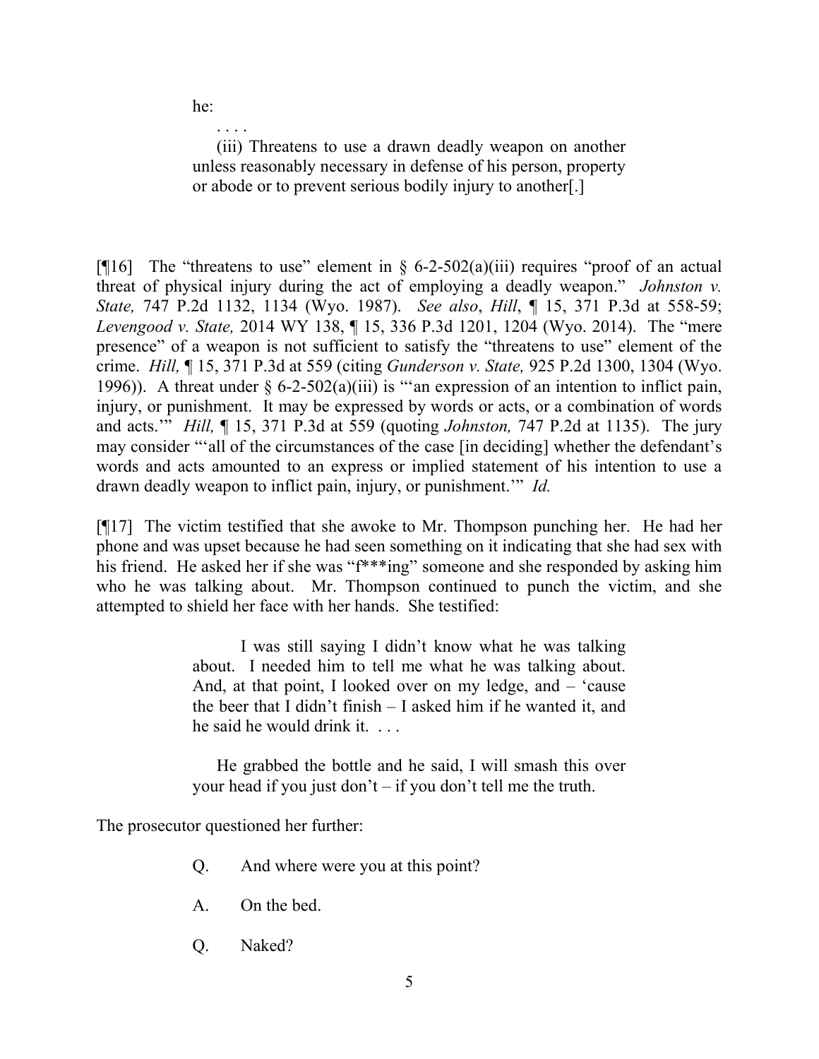he:

> . . . .
>
> (iii) Threatens to use a drawn deadly weapon on another unless reasonably necessary in defense of his person, property or abode or to prevent serious bodily injury to another[.]

[¶16] The "threatens to use" element in § 6-2-502(a)(iii) requires "proof of an actual threat of physical injury during the act of employing a deadly weapon." *Johnston v. State,* 747 P.2d 1132, 1134 (Wyo. 1987). *See also*, *Hill*, ¶ 15, 371 P.3d at 558-59; *Levengood v. State,* 2014 WY 138, ¶ 15, 336 P.3d 1201, 1204 (Wyo. 2014). The "mere presence" of a weapon is not sufficient to satisfy the "threatens to use" element of the crime. *Hill,* ¶ 15, 371 P.3d at 559 (citing *Gunderson v. State,* 925 P.2d 1300, 1304 (Wyo. 1996)). A threat under § 6-2-502(a)(iii) is "'an expression of an intention to inflict pain, injury, or punishment. It may be expressed by words or acts, or a combination of words and acts.'" *Hill,* ¶ 15, 371 P.3d at 559 (quoting *Johnston,* 747 P.2d at 1135). The jury may consider "'all of the circumstances of the case [in deciding] whether the defendant's words and acts amounted to an express or implied statement of his intention to use a drawn deadly weapon to inflict pain, injury, or punishment.'" *Id.*

[¶17] The victim testified that she awoke to Mr. Thompson punching her. He had her phone and was upset because he had seen something on it indicating that she had sex with his friend. He asked her if she was "f***ing" someone and she responded by asking him who he was talking about. Mr. Thompson continued to punch the victim, and she attempted to shield her face with her hands. She testified:

> I was still saying I didn't know what he was talking about. I needed him to tell me what he was talking about. And, at that point, I looked over on my ledge, and – 'cause the beer that I didn't finish – I asked him if he wanted it, and he said he would drink it. . . .
>
> He grabbed the bottle and he said, I will smash this over your head if you just don't – if you don't tell me the truth.

The prosecutor questioned her further:

> Q. And where were you at this point?
>
> A. On the bed.
>
> Q. Naked?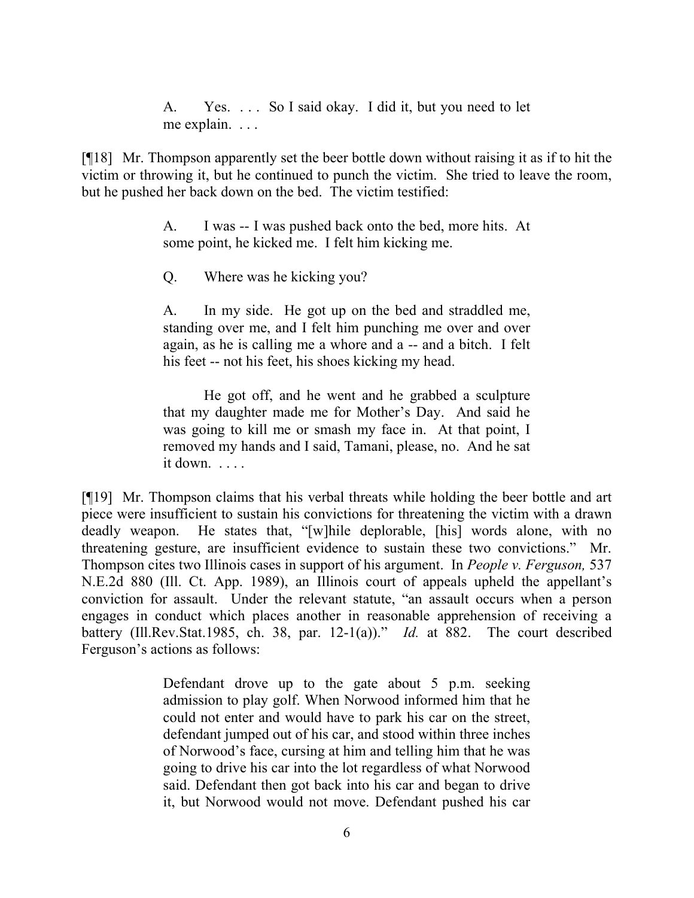> A. Yes. . . . So I said okay. I did it, but you need to let me explain. . . .

[¶18] Mr. Thompson apparently set the beer bottle down without raising it as if to hit the victim or throwing it, but he continued to punch the victim. She tried to leave the room, but he pushed her back down on the bed. The victim testified:

> A. I was -- I was pushed back onto the bed, more hits. At some point, he kicked me. I felt him kicking me.
>
> Q. Where was he kicking you?
>
> A. In my side. He got up on the bed and straddled me, standing over me, and I felt him punching me over and over again, as he is calling me a whore and a -- and a bitch. I felt his feet -- not his feet, his shoes kicking my head.
>
> He got off, and he went and he grabbed a sculpture that my daughter made me for Mother's Day. And said he was going to kill me or smash my face in. At that point, I removed my hands and I said, Tamani, please, no. And he sat it down. . . . .

[¶19] Mr. Thompson claims that his verbal threats while holding the beer bottle and art piece were insufficient to sustain his convictions for threatening the victim with a drawn deadly weapon. He states that, "[w]hile deplorable, [his] words alone, with no threatening gesture, are insufficient evidence to sustain these two convictions." Mr. Thompson cites two Illinois cases in support of his argument. In *People v. Ferguson,* 537 N.E.2d 880 (Ill. Ct. App. 1989), an Illinois court of appeals upheld the appellant's conviction for assault. Under the relevant statute, "an assault occurs when a person engages in conduct which places another in reasonable apprehension of receiving a battery (Ill.Rev.Stat.1985, ch. 38, par. 12-1(a))." *Id.* at 882. The court described Ferguson's actions as follows:

> Defendant drove up to the gate about 5 p.m. seeking admission to play golf. When Norwood informed him that he could not enter and would have to park his car on the street, defendant jumped out of his car, and stood within three inches of Norwood's face, cursing at him and telling him that he was going to drive his car into the lot regardless of what Norwood said. Defendant then got back into his car and began to drive it, but Norwood would not move. Defendant pushed his car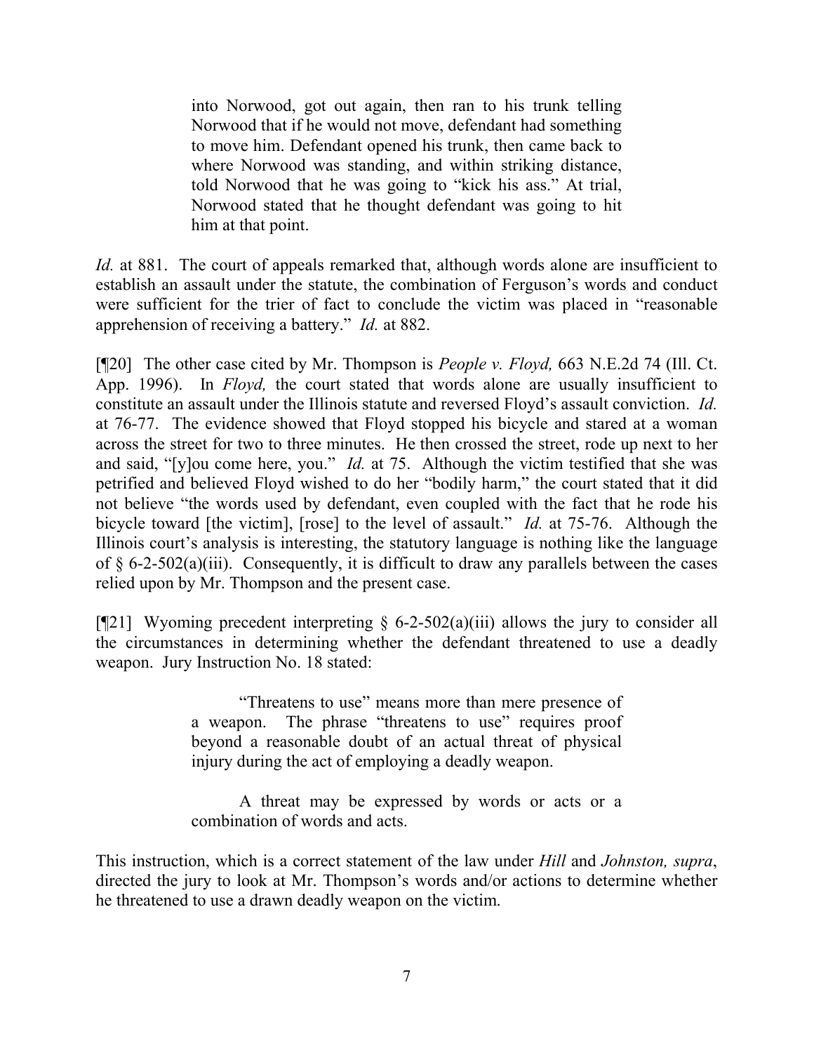> into Norwood, got out again, then ran to his trunk telling Norwood that if he would not move, defendant had something to move him. Defendant opened his trunk, then came back to where Norwood was standing, and within striking distance, told Norwood that he was going to "kick his ass." At trial, Norwood stated that he thought defendant was going to hit him at that point.

*Id.* at 881. The court of appeals remarked that, although words alone are insufficient to establish an assault under the statute, the combination of Ferguson's words and conduct were sufficient for the trier of fact to conclude the victim was placed in "reasonable apprehension of receiving a battery." *Id.* at 882.

[¶20] The other case cited by Mr. Thompson is *People v. Floyd,* 663 N.E.2d 74 (Ill. Ct. App. 1996). In *Floyd,* the court stated that words alone are usually insufficient to constitute an assault under the Illinois statute and reversed Floyd's assault conviction. *Id.* at 76-77. The evidence showed that Floyd stopped his bicycle and stared at a woman across the street for two to three minutes. He then crossed the street, rode up next to her and said, "[y]ou come here, you." *Id.* at 75. Although the victim testified that she was petrified and believed Floyd wished to do her "bodily harm," the court stated that it did not believe "the words used by defendant, even coupled with the fact that he rode his bicycle toward [the victim], [rose] to the level of assault." *Id.* at 75-76. Although the Illinois court's analysis is interesting, the statutory language is nothing like the language of § 6-2-502(a)(iii). Consequently, it is difficult to draw any parallels between the cases relied upon by Mr. Thompson and the present case.

[¶21] Wyoming precedent interpreting § 6-2-502(a)(iii) allows the jury to consider all the circumstances in determining whether the defendant threatened to use a deadly weapon. Jury Instruction No. 18 stated:

> "Threatens to use" means more than mere presence of a weapon. The phrase "threatens to use" requires proof beyond a reasonable doubt of an actual threat of physical injury during the act of employing a deadly weapon.
>
> A threat may be expressed by words or acts or a combination of words and acts.

This instruction, which is a correct statement of the law under *Hill* and *Johnston, supra*, directed the jury to look at Mr. Thompson's words and/or actions to determine whether he threatened to use a drawn deadly weapon on the victim.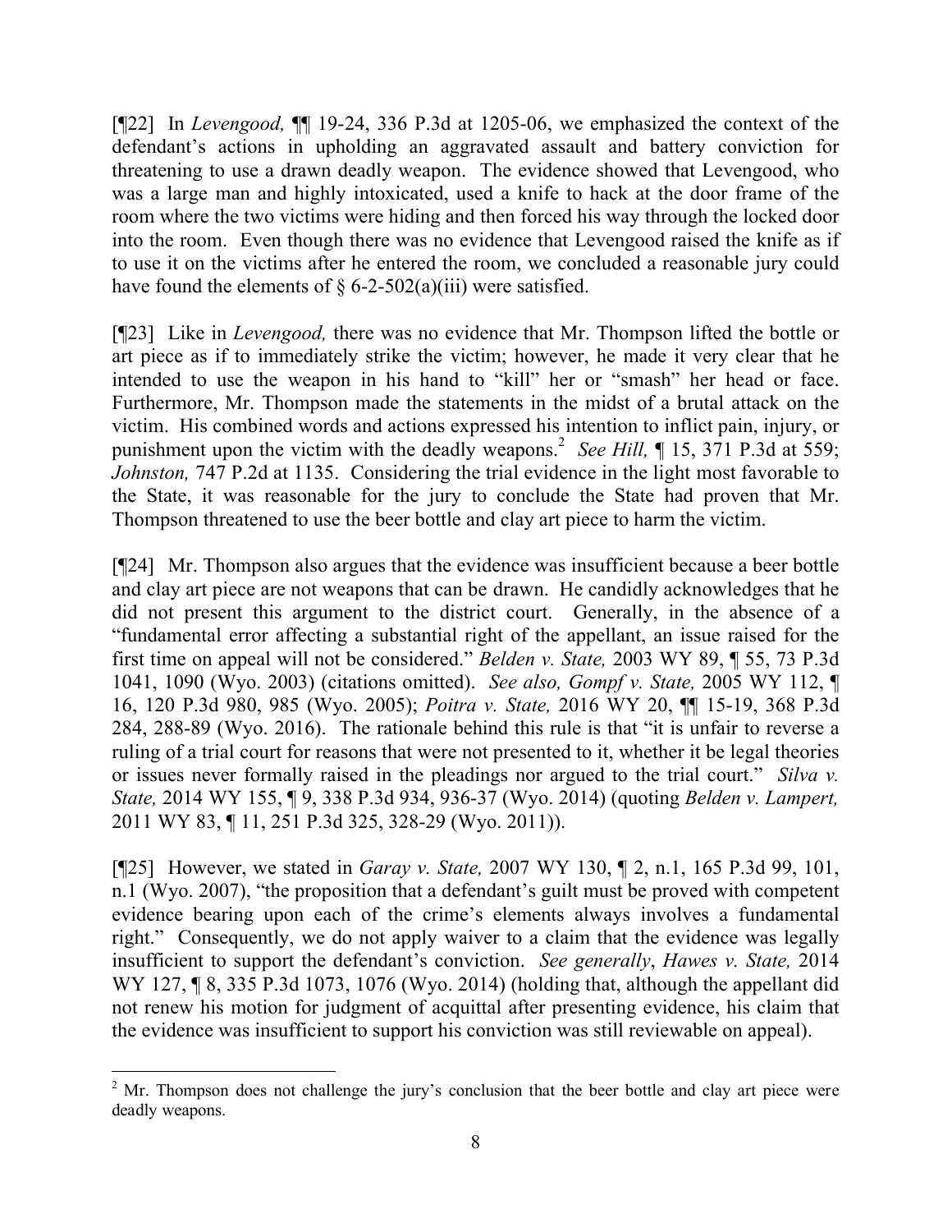[¶22] In *Levengood,* ¶¶ 19-24, 336 P.3d at 1205-06, we emphasized the context of the defendant's actions in upholding an aggravated assault and battery conviction for threatening to use a drawn deadly weapon. The evidence showed that Levengood, who was a large man and highly intoxicated, used a knife to hack at the door frame of the room where the two victims were hiding and then forced his way through the locked door into the room. Even though there was no evidence that Levengood raised the knife as if to use it on the victims after he entered the room, we concluded a reasonable jury could have found the elements of § 6-2-502(a)(iii) were satisfied.

[¶23] Like in *Levengood,* there was no evidence that Mr. Thompson lifted the bottle or art piece as if to immediately strike the victim; however, he made it very clear that he intended to use the weapon in his hand to "kill" her or "smash" her head or face. Furthermore, Mr. Thompson made the statements in the midst of a brutal attack on the victim. His combined words and actions expressed his intention to inflict pain, injury, or punishment upon the victim with the deadly weapons.[2] *See Hill,* ¶ 15, 371 P.3d at 559; *Johnston,* 747 P.2d at 1135. Considering the trial evidence in the light most favorable to the State, it was reasonable for the jury to conclude the State had proven that Mr. Thompson threatened to use the beer bottle and clay art piece to harm the victim.

[¶24] Mr. Thompson also argues that the evidence was insufficient because a beer bottle and clay art piece are not weapons that can be drawn. He candidly acknowledges that he did not present this argument to the district court. Generally, in the absence of a "fundamental error affecting a substantial right of the appellant, an issue raised for the first time on appeal will not be considered." *Belden v. State,* 2003 WY 89, ¶ 55, 73 P.3d 1041, 1090 (Wyo. 2003) (citations omitted). *See also, Gompf v. State,* 2005 WY 112, ¶ 16, 120 P.3d 980, 985 (Wyo. 2005); *Poitra v. State,* 2016 WY 20, ¶¶ 15-19, 368 P.3d 284, 288-89 (Wyo. 2016). The rationale behind this rule is that "it is unfair to reverse a ruling of a trial court for reasons that were not presented to it, whether it be legal theories or issues never formally raised in the pleadings nor argued to the trial court." *Silva v. State,* 2014 WY 155, ¶ 9, 338 P.3d 934, 936-37 (Wyo. 2014) (quoting *Belden v. Lampert,* 2011 WY 83, ¶ 11, 251 P.3d 325, 328-29 (Wyo. 2011)).

[¶25] However, we stated in *Garay v. State,* 2007 WY 130, ¶ 2, n.1, 165 P.3d 99, 101, n.1 (Wyo. 2007), "the proposition that a defendant's guilt must be proved with competent evidence bearing upon each of the crime's elements always involves a fundamental right." Consequently, we do not apply waiver to a claim that the evidence was legally insufficient to support the defendant's conviction. *See generally*, *Hawes v. State,* 2014 WY 127, ¶ 8, 335 P.3d 1073, 1076 (Wyo. 2014) (holding that, although the appellant did not renew his motion for judgment of acquittal after presenting evidence, his claim that the evidence was insufficient to support his conviction was still reviewable on appeal).

---

[2] Mr. Thompson does not challenge the jury's conclusion that the beer bottle and clay art piece were deadly weapons.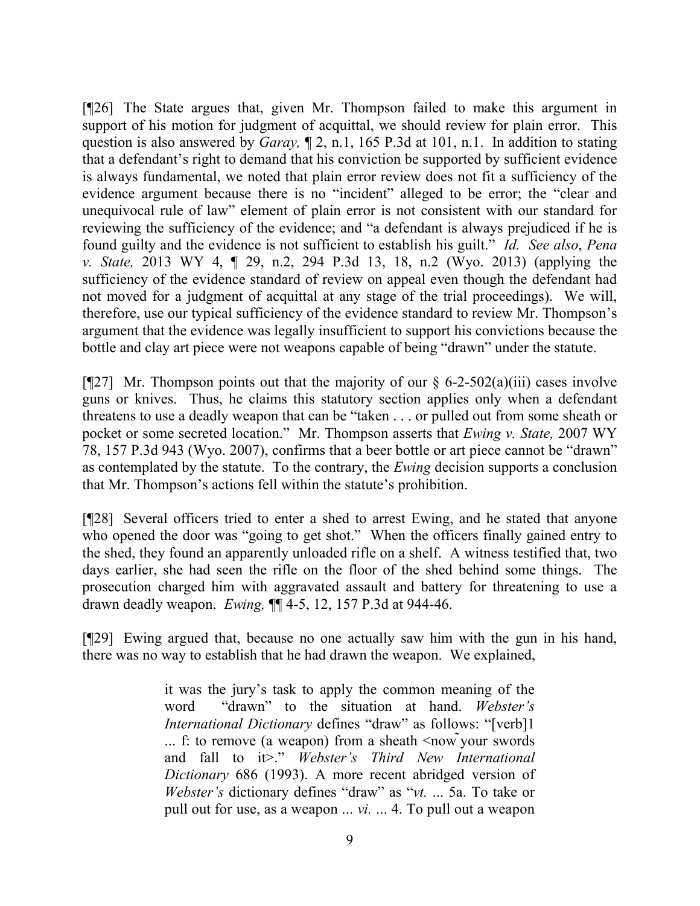[¶26] The State argues that, given Mr. Thompson failed to make this argument in support of his motion for judgment of acquittal, we should review for plain error. This question is also answered by *Garay,* ¶ 2, n.1, 165 P.3d at 101, n.1. In addition to stating that a defendant's right to demand that his conviction be supported by sufficient evidence is always fundamental, we noted that plain error review does not fit a sufficiency of the evidence argument because there is no "incident" alleged to be error; the "clear and unequivocal rule of law" element of plain error is not consistent with our standard for reviewing the sufficiency of the evidence; and "a defendant is always prejudiced if he is found guilty and the evidence is not sufficient to establish his guilt." *Id. See also*, *Pena v. State,* 2013 WY 4, ¶ 29, n.2, 294 P.3d 13, 18, n.2 (Wyo. 2013) (applying the sufficiency of the evidence standard of review on appeal even though the defendant had not moved for a judgment of acquittal at any stage of the trial proceedings). We will, therefore, use our typical sufficiency of the evidence standard to review Mr. Thompson's argument that the evidence was legally insufficient to support his convictions because the bottle and clay art piece were not weapons capable of being "drawn" under the statute.

[¶27] Mr. Thompson points out that the majority of our § 6-2-502(a)(iii) cases involve guns or knives. Thus, he claims this statutory section applies only when a defendant threatens to use a deadly weapon that can be "taken . . . or pulled out from some sheath or pocket or some secreted location." Mr. Thompson asserts that *Ewing v. State,* 2007 WY 78, 157 P.3d 943 (Wyo. 2007), confirms that a beer bottle or art piece cannot be "drawn" as contemplated by the statute. To the contrary, the *Ewing* decision supports a conclusion that Mr. Thompson's actions fell within the statute's prohibition.

[¶28] Several officers tried to enter a shed to arrest Ewing, and he stated that anyone who opened the door was "going to get shot." When the officers finally gained entry to the shed, they found an apparently unloaded rifle on a shelf. A witness testified that, two days earlier, she had seen the rifle on the floor of the shed behind some things. The prosecution charged him with aggravated assault and battery for threatening to use a drawn deadly weapon. *Ewing,* ¶¶ 4-5, 12, 157 P.3d at 944-46.

[¶29] Ewing argued that, because no one actually saw him with the gun in his hand, there was no way to establish that he had drawn the weapon. We explained,

> it was the jury's task to apply the common meaning of the word "drawn" to the situation at hand. *Webster's International Dictionary* defines "draw" as follows: "[verb]1 ... f: to remove (a weapon) from a sheath <now ~ your swords and fall to it>." *Webster's Third New International Dictionary* 686 (1993). A more recent abridged version of *Webster's* dictionary defines "draw" as "*vt.* ... 5a. To take or pull out for use, as a weapon ... *vi.* ... 4. To pull out a weapon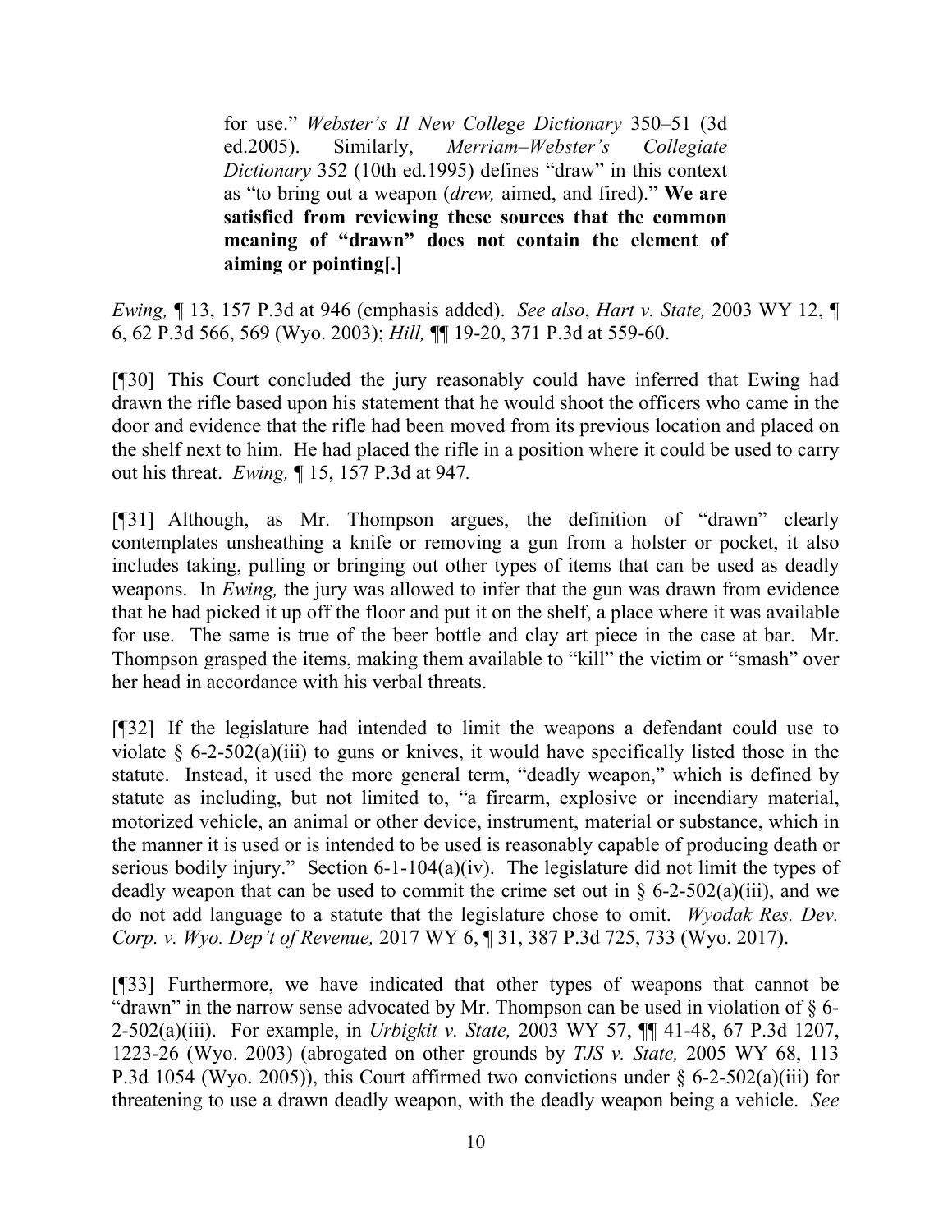> for use." *Webster's II New College Dictionary* 350–51 (3d ed.2005). Similarly, *Merriam–Webster's Collegiate Dictionary* 352 (10th ed.1995) defines "draw" in this context as "to bring out a weapon (*drew,* aimed, and fired)." **We are satisfied from reviewing these sources that the common meaning of "drawn" does not contain the element of aiming or pointing[.]**

*Ewing,* ¶ 13, 157 P.3d at 946 (emphasis added). *See also*, *Hart v. State,* 2003 WY 12, ¶ 6, 62 P.3d 566, 569 (Wyo. 2003); *Hill,* ¶¶ 19-20, 371 P.3d at 559-60.

[¶30] This Court concluded the jury reasonably could have inferred that Ewing had drawn the rifle based upon his statement that he would shoot the officers who came in the door and evidence that the rifle had been moved from its previous location and placed on the shelf next to him. He had placed the rifle in a position where it could be used to carry out his threat. *Ewing,* ¶ 15, 157 P.3d at 947.

[¶31] Although, as Mr. Thompson argues, the definition of "drawn" clearly contemplates unsheathing a knife or removing a gun from a holster or pocket, it also includes taking, pulling or bringing out other types of items that can be used as deadly weapons. In *Ewing,* the jury was allowed to infer that the gun was drawn from evidence that he had picked it up off the floor and put it on the shelf, a place where it was available for use. The same is true of the beer bottle and clay art piece in the case at bar. Mr. Thompson grasped the items, making them available to "kill" the victim or "smash" over her head in accordance with his verbal threats.

[¶32] If the legislature had intended to limit the weapons a defendant could use to violate § 6-2-502(a)(iii) to guns or knives, it would have specifically listed those in the statute. Instead, it used the more general term, "deadly weapon," which is defined by statute as including, but not limited to, "a firearm, explosive or incendiary material, motorized vehicle, an animal or other device, instrument, material or substance, which in the manner it is used or is intended to be used is reasonably capable of producing death or serious bodily injury." Section 6-1-104(a)(iv). The legislature did not limit the types of deadly weapon that can be used to commit the crime set out in § 6-2-502(a)(iii), and we do not add language to a statute that the legislature chose to omit. *Wyodak Res. Dev. Corp. v. Wyo. Dep't of Revenue,* 2017 WY 6, ¶ 31, 387 P.3d 725, 733 (Wyo. 2017).

[¶33] Furthermore, we have indicated that other types of weapons that cannot be "drawn" in the narrow sense advocated by Mr. Thompson can be used in violation of § 6-2-502(a)(iii). For example, in *Urbigkit v. State,* 2003 WY 57, ¶¶ 41-48, 67 P.3d 1207, 1223-26 (Wyo. 2003) (abrogated on other grounds by *TJS v. State,* 2005 WY 68, 113 P.3d 1054 (Wyo. 2005)), this Court affirmed two convictions under § 6-2-502(a)(iii) for threatening to use a drawn deadly weapon, with the deadly weapon being a vehicle. *See*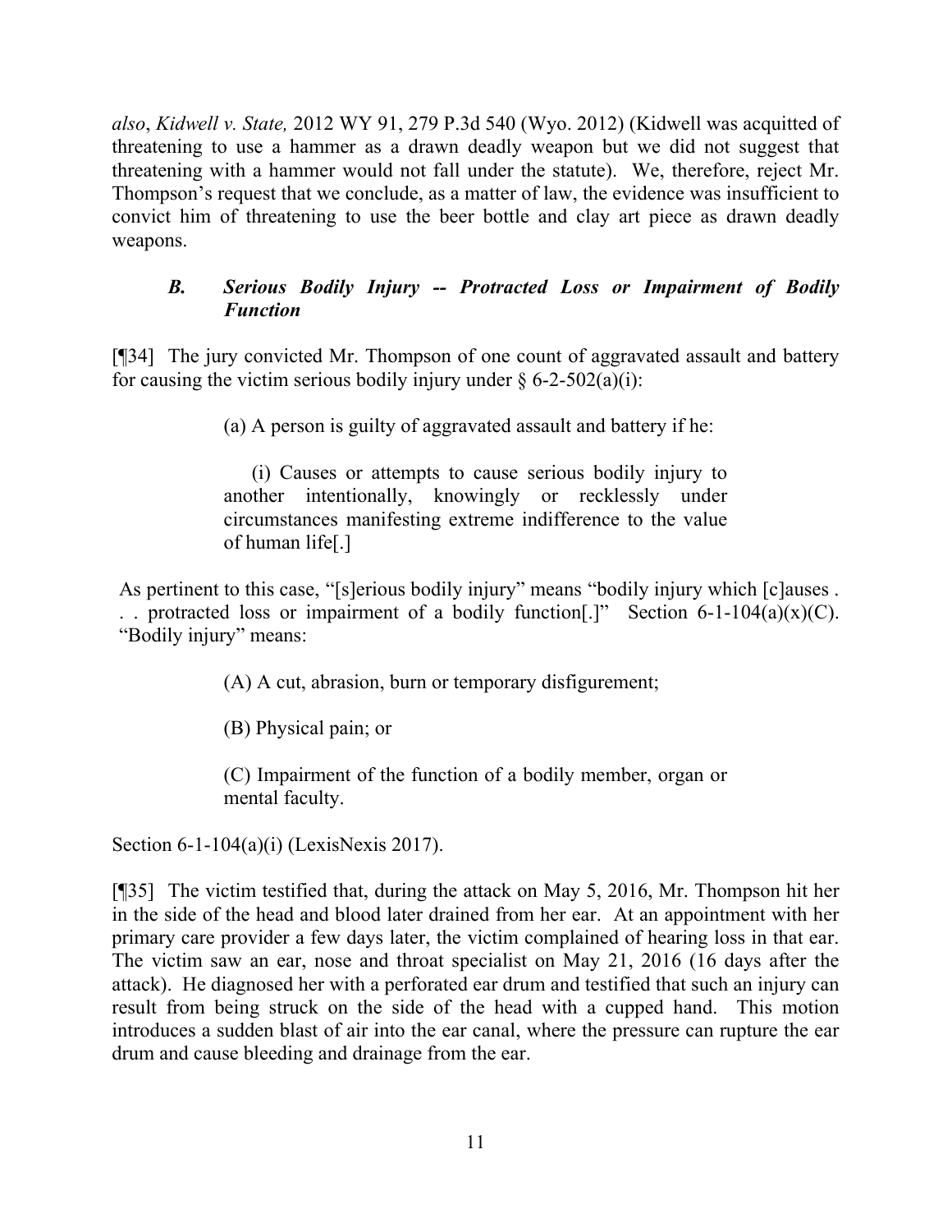*also*, *Kidwell v. State,* 2012 WY 91, 279 P.3d 540 (Wyo. 2012) (Kidwell was acquitted of threatening to use a hammer as a drawn deadly weapon but we did not suggest that threatening with a hammer would not fall under the statute). We, therefore, reject Mr. Thompson's request that we conclude, as a matter of law, the evidence was insufficient to convict him of threatening to use the beer bottle and clay art piece as drawn deadly weapons.

### *B. Serious Bodily Injury -- Protracted Loss or Impairment of Bodily Function*

[¶34] The jury convicted Mr. Thompson of one count of aggravated assault and battery for causing the victim serious bodily injury under § 6-2-502(a)(i):

> (a) A person is guilty of aggravated assault and battery if he:
>
> (i) Causes or attempts to cause serious bodily injury to another intentionally, knowingly or recklessly under circumstances manifesting extreme indifference to the value of human life[.]

As pertinent to this case, "[s]erious bodily injury" means "bodily injury which [c]auses . . . protracted loss or impairment of a bodily function[.]" Section 6-1-104(a)(x)(C). "Bodily injury" means:

> (A) A cut, abrasion, burn or temporary disfigurement;
>
> (B) Physical pain; or
>
> (C) Impairment of the function of a bodily member, organ or mental faculty.

Section 6-1-104(a)(i) (LexisNexis 2017).

[¶35] The victim testified that, during the attack on May 5, 2016, Mr. Thompson hit her in the side of the head and blood later drained from her ear. At an appointment with her primary care provider a few days later, the victim complained of hearing loss in that ear. The victim saw an ear, nose and throat specialist on May 21, 2016 (16 days after the attack). He diagnosed her with a perforated ear drum and testified that such an injury can result from being struck on the side of the head with a cupped hand. This motion introduces a sudden blast of air into the ear canal, where the pressure can rupture the ear drum and cause bleeding and drainage from the ear.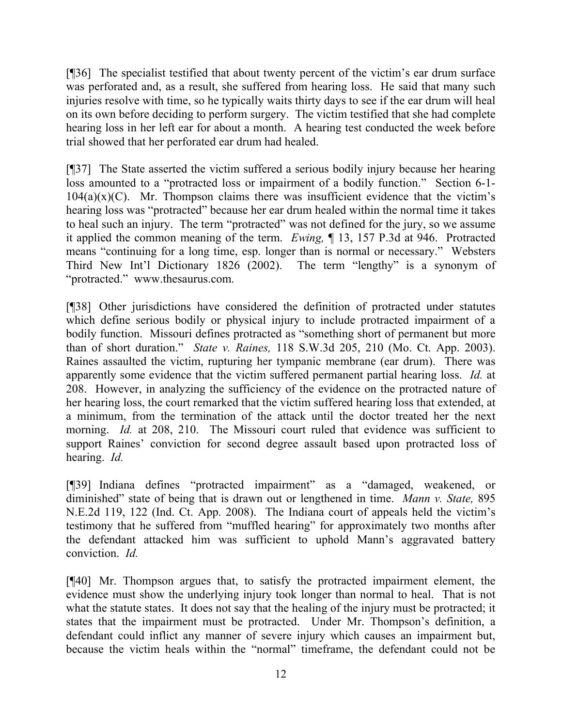[¶36] The specialist testified that about twenty percent of the victim's ear drum surface was perforated and, as a result, she suffered from hearing loss. He said that many such injuries resolve with time, so he typically waits thirty days to see if the ear drum will heal on its own before deciding to perform surgery. The victim testified that she had complete hearing loss in her left ear for about a month. A hearing test conducted the week before trial showed that her perforated ear drum had healed.

[¶37] The State asserted the victim suffered a serious bodily injury because her hearing loss amounted to a "protracted loss or impairment of a bodily function." Section 6-1-104(a)(x)(C). Mr. Thompson claims there was insufficient evidence that the victim's hearing loss was "protracted" because her ear drum healed within the normal time it takes to heal such an injury. The term "protracted" was not defined for the jury, so we assume it applied the common meaning of the term. *Ewing,* ¶ 13, 157 P.3d at 946. Protracted means "continuing for a long time, esp. longer than is normal or necessary." Websters Third New Int'l Dictionary 1826 (2002). The term "lengthy" is a synonym of "protracted." www.thesaurus.com.

[¶38] Other jurisdictions have considered the definition of protracted under statutes which define serious bodily or physical injury to include protracted impairment of a bodily function. Missouri defines protracted as "something short of permanent but more than of short duration." *State v. Raines,* 118 S.W.3d 205, 210 (Mo. Ct. App. 2003). Raines assaulted the victim, rupturing her tympanic membrane (ear drum). There was apparently some evidence that the victim suffered permanent partial hearing loss. *Id.* at 208. However, in analyzing the sufficiency of the evidence on the protracted nature of her hearing loss, the court remarked that the victim suffered hearing loss that extended, at a minimum, from the termination of the attack until the doctor treated her the next morning. *Id.* at 208, 210. The Missouri court ruled that evidence was sufficient to support Raines' conviction for second degree assault based upon protracted loss of hearing. *Id.*

[¶39] Indiana defines "protracted impairment" as a "damaged, weakened, or diminished" state of being that is drawn out or lengthened in time. *Mann v. State,* 895 N.E.2d 119, 122 (Ind. Ct. App. 2008). The Indiana court of appeals held the victim's testimony that he suffered from "muffled hearing" for approximately two months after the defendant attacked him was sufficient to uphold Mann's aggravated battery conviction. *Id.*

[¶40] Mr. Thompson argues that, to satisfy the protracted impairment element, the evidence must show the underlying injury took longer than normal to heal. That is not what the statute states. It does not say that the healing of the injury must be protracted; it states that the impairment must be protracted. Under Mr. Thompson's definition, a defendant could inflict any manner of severe injury which causes an impairment but, because the victim heals within the "normal" timeframe, the defendant could not be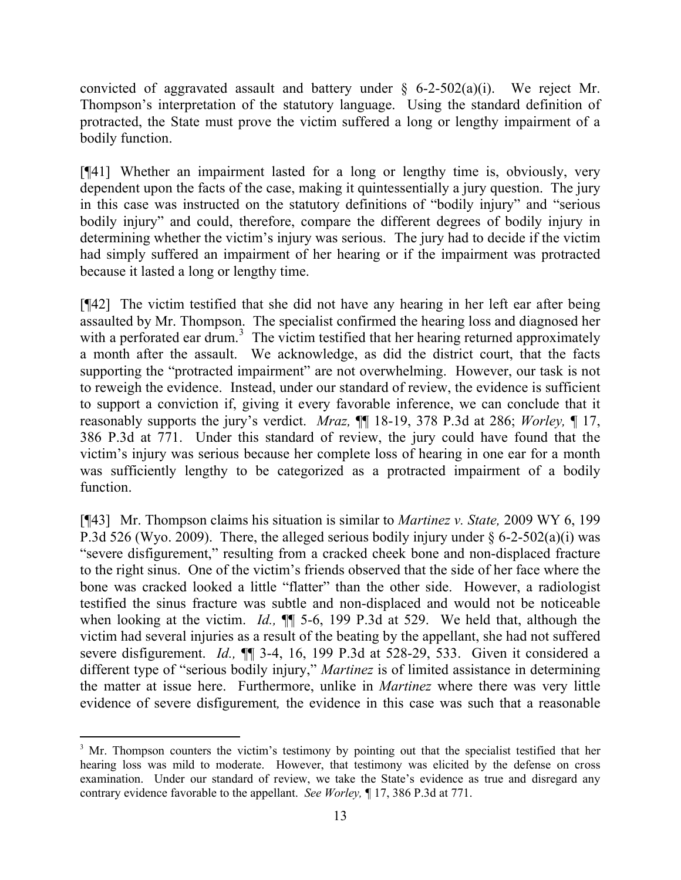convicted of aggravated assault and battery under § 6-2-502(a)(i). We reject Mr. Thompson's interpretation of the statutory language. Using the standard definition of protracted, the State must prove the victim suffered a long or lengthy impairment of a bodily function.

[¶41] Whether an impairment lasted for a long or lengthy time is, obviously, very dependent upon the facts of the case, making it quintessentially a jury question. The jury in this case was instructed on the statutory definitions of "bodily injury" and "serious bodily injury" and could, therefore, compare the different degrees of bodily injury in determining whether the victim's injury was serious. The jury had to decide if the victim had simply suffered an impairment of her hearing or if the impairment was protracted because it lasted a long or lengthy time.

[¶42] The victim testified that she did not have any hearing in her left ear after being assaulted by Mr. Thompson. The specialist confirmed the hearing loss and diagnosed her with a perforated ear drum.[3] The victim testified that her hearing returned approximately a month after the assault. We acknowledge, as did the district court, that the facts supporting the "protracted impairment" are not overwhelming. However, our task is not to reweigh the evidence. Instead, under our standard of review, the evidence is sufficient to support a conviction if, giving it every favorable inference, we can conclude that it reasonably supports the jury's verdict. *Mraz,* ¶¶ 18-19, 378 P.3d at 286; *Worley,* ¶ 17, 386 P.3d at 771. Under this standard of review, the jury could have found that the victim's injury was serious because her complete loss of hearing in one ear for a month was sufficiently lengthy to be categorized as a protracted impairment of a bodily function.

[¶43] Mr. Thompson claims his situation is similar to *Martinez v. State,* 2009 WY 6, 199 P.3d 526 (Wyo. 2009). There, the alleged serious bodily injury under § 6-2-502(a)(i) was "severe disfigurement," resulting from a cracked cheek bone and non-displaced fracture to the right sinus. One of the victim's friends observed that the side of her face where the bone was cracked looked a little "flatter" than the other side. However, a radiologist testified the sinus fracture was subtle and non-displaced and would not be noticeable when looking at the victim. *Id.,* ¶¶ 5-6, 199 P.3d at 529. We held that, although the victim had several injuries as a result of the beating by the appellant, she had not suffered severe disfigurement. *Id.,* ¶¶ 3-4, 16, 199 P.3d at 528-29, 533. Given it considered a different type of "serious bodily injury," *Martinez* is of limited assistance in determining the matter at issue here. Furthermore, unlike in *Martinez* where there was very little evidence of severe disfigurement*,* the evidence in this case was such that a reasonable

---

[3] Mr. Thompson counters the victim's testimony by pointing out that the specialist testified that her hearing loss was mild to moderate. However, that testimony was elicited by the defense on cross examination. Under our standard of review, we take the State's evidence as true and disregard any contrary evidence favorable to the appellant. *See Worley,* ¶ 17, 386 P.3d at 771.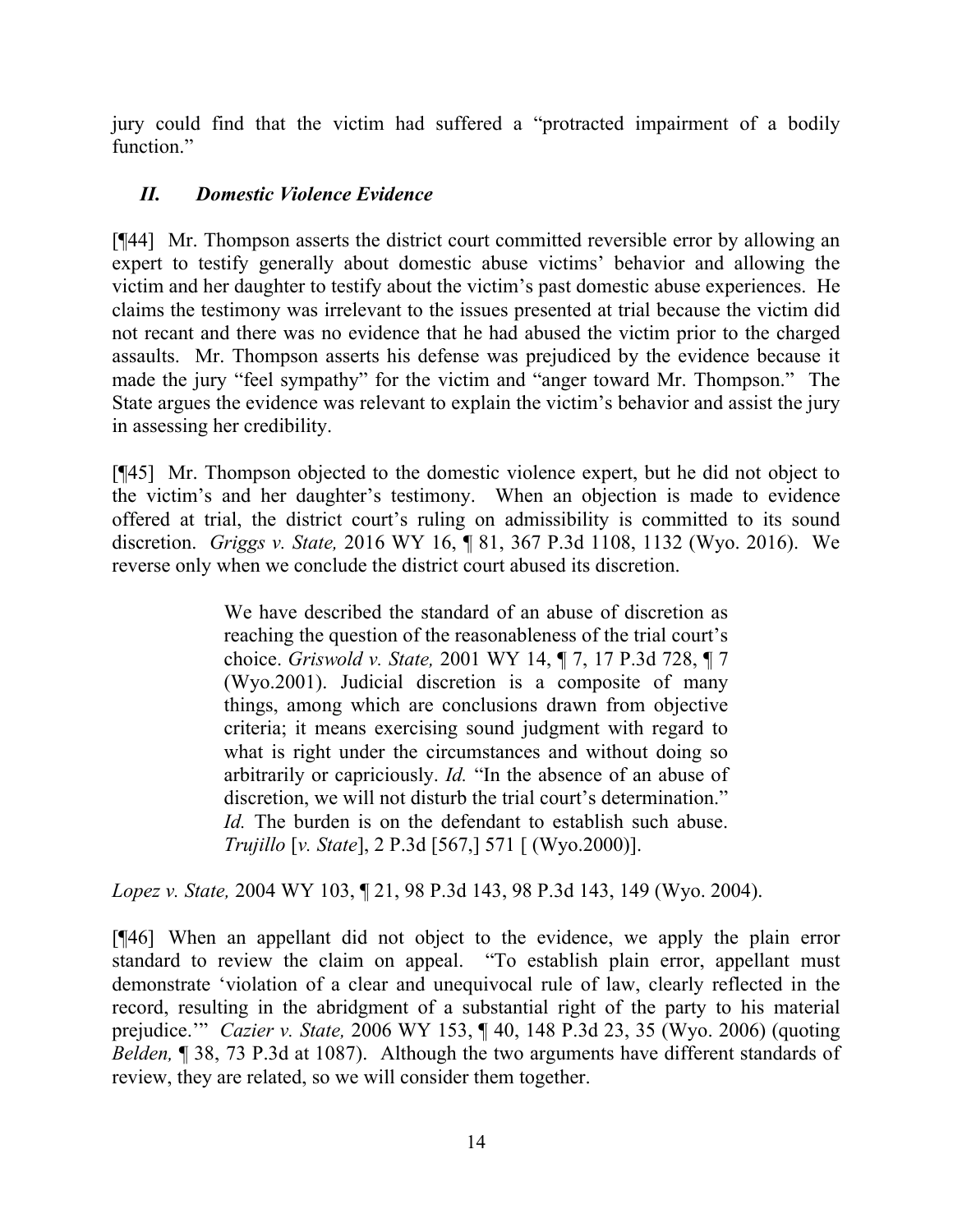jury could find that the victim had suffered a "protracted impairment of a bodily function."

## *II. Domestic Violence Evidence*

[¶44] Mr. Thompson asserts the district court committed reversible error by allowing an expert to testify generally about domestic abuse victims' behavior and allowing the victim and her daughter to testify about the victim's past domestic abuse experiences. He claims the testimony was irrelevant to the issues presented at trial because the victim did not recant and there was no evidence that he had abused the victim prior to the charged assaults. Mr. Thompson asserts his defense was prejudiced by the evidence because it made the jury "feel sympathy" for the victim and "anger toward Mr. Thompson." The State argues the evidence was relevant to explain the victim's behavior and assist the jury in assessing her credibility.

[¶45] Mr. Thompson objected to the domestic violence expert, but he did not object to the victim's and her daughter's testimony. When an objection is made to evidence offered at trial, the district court's ruling on admissibility is committed to its sound discretion. *Griggs v. State,* 2016 WY 16, ¶ 81, 367 P.3d 1108, 1132 (Wyo. 2016). We reverse only when we conclude the district court abused its discretion.

> We have described the standard of an abuse of discretion as reaching the question of the reasonableness of the trial court's choice. *Griswold v. State,* 2001 WY 14, ¶ 7, 17 P.3d 728, ¶ 7 (Wyo.2001). Judicial discretion is a composite of many things, among which are conclusions drawn from objective criteria; it means exercising sound judgment with regard to what is right under the circumstances and without doing so arbitrarily or capriciously. *Id.* "In the absence of an abuse of discretion, we will not disturb the trial court's determination." *Id.* The burden is on the defendant to establish such abuse. *Trujillo* [*v. State*], 2 P.3d [567,] 571 [ (Wyo.2000)].

*Lopez v. State,* 2004 WY 103, ¶ 21, 98 P.3d 143, 98 P.3d 143, 149 (Wyo. 2004).

[¶46] When an appellant did not object to the evidence, we apply the plain error standard to review the claim on appeal. "To establish plain error, appellant must demonstrate 'violation of a clear and unequivocal rule of law, clearly reflected in the record, resulting in the abridgment of a substantial right of the party to his material prejudice.'" *Cazier v. State,* 2006 WY 153, ¶ 40, 148 P.3d 23, 35 (Wyo. 2006) (quoting *Belden,* ¶ 38, 73 P.3d at 1087). Although the two arguments have different standards of review, they are related, so we will consider them together.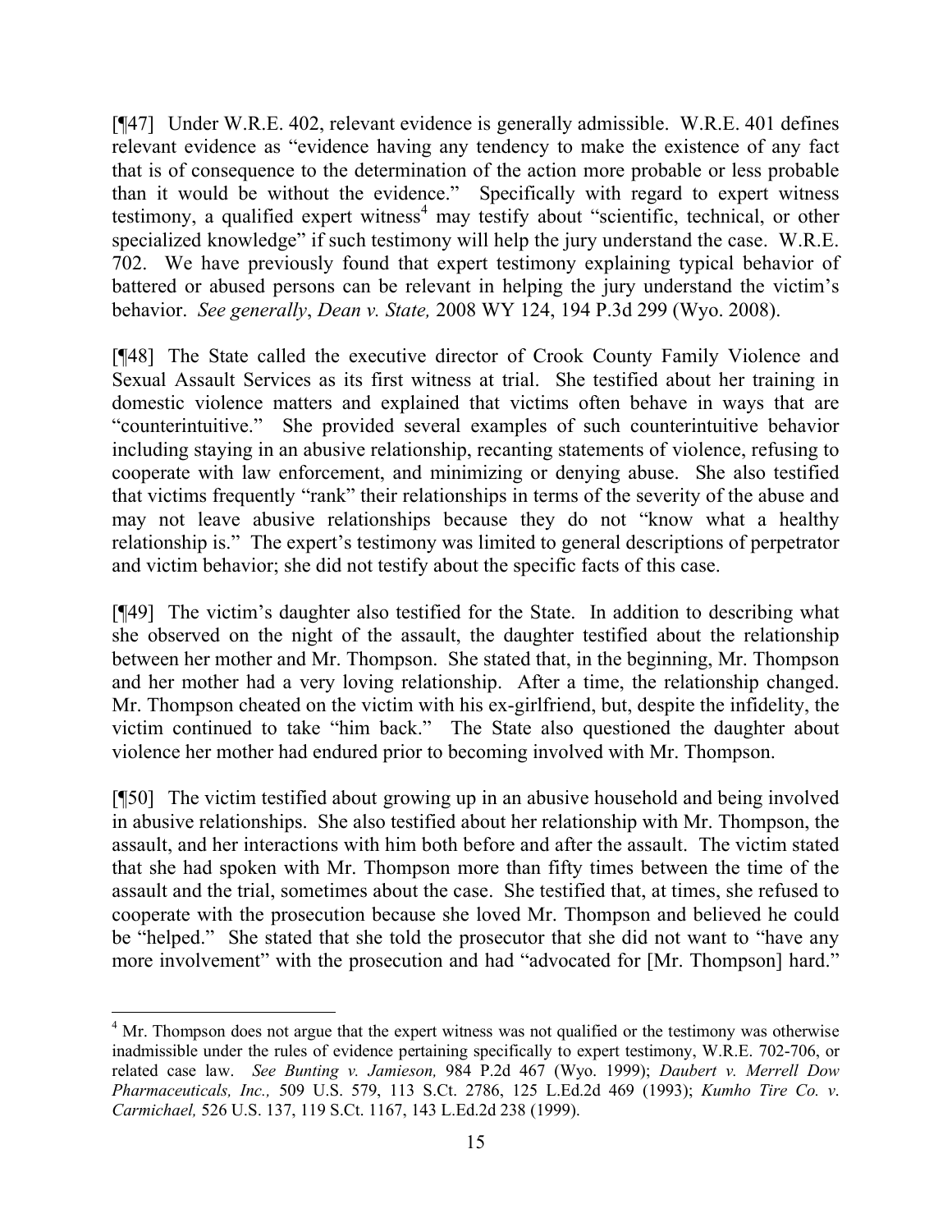[¶47] Under W.R.E. 402, relevant evidence is generally admissible. W.R.E. 401 defines relevant evidence as "evidence having any tendency to make the existence of any fact that is of consequence to the determination of the action more probable or less probable than it would be without the evidence." Specifically with regard to expert witness testimony, a qualified expert witness[4] may testify about "scientific, technical, or other specialized knowledge" if such testimony will help the jury understand the case. W.R.E. 702. We have previously found that expert testimony explaining typical behavior of battered or abused persons can be relevant in helping the jury understand the victim's behavior. *See generally*, *Dean v. State,* 2008 WY 124, 194 P.3d 299 (Wyo. 2008).

[¶48] The State called the executive director of Crook County Family Violence and Sexual Assault Services as its first witness at trial. She testified about her training in domestic violence matters and explained that victims often behave in ways that are "counterintuitive." She provided several examples of such counterintuitive behavior including staying in an abusive relationship, recanting statements of violence, refusing to cooperate with law enforcement, and minimizing or denying abuse. She also testified that victims frequently "rank" their relationships in terms of the severity of the abuse and may not leave abusive relationships because they do not "know what a healthy relationship is." The expert's testimony was limited to general descriptions of perpetrator and victim behavior; she did not testify about the specific facts of this case.

[¶49] The victim's daughter also testified for the State. In addition to describing what she observed on the night of the assault, the daughter testified about the relationship between her mother and Mr. Thompson. She stated that, in the beginning, Mr. Thompson and her mother had a very loving relationship. After a time, the relationship changed. Mr. Thompson cheated on the victim with his ex-girlfriend, but, despite the infidelity, the victim continued to take "him back." The State also questioned the daughter about violence her mother had endured prior to becoming involved with Mr. Thompson.

[¶50] The victim testified about growing up in an abusive household and being involved in abusive relationships. She also testified about her relationship with Mr. Thompson, the assault, and her interactions with him both before and after the assault. The victim stated that she had spoken with Mr. Thompson more than fifty times between the time of the assault and the trial, sometimes about the case. She testified that, at times, she refused to cooperate with the prosecution because she loved Mr. Thompson and believed he could be "helped." She stated that she told the prosecutor that she did not want to "have any more involvement" with the prosecution and had "advocated for [Mr. Thompson] hard."

---

[4] Mr. Thompson does not argue that the expert witness was not qualified or the testimony was otherwise inadmissible under the rules of evidence pertaining specifically to expert testimony, W.R.E. 702-706, or related case law. *See Bunting v. Jamieson,* 984 P.2d 467 (Wyo. 1999); *Daubert v. Merrell Dow Pharmaceuticals, Inc.,* 509 U.S. 579, 113 S.Ct. 2786, 125 L.Ed.2d 469 (1993); *Kumho Tire Co. v. Carmichael,* 526 U.S. 137, 119 S.Ct. 1167, 143 L.Ed.2d 238 (1999).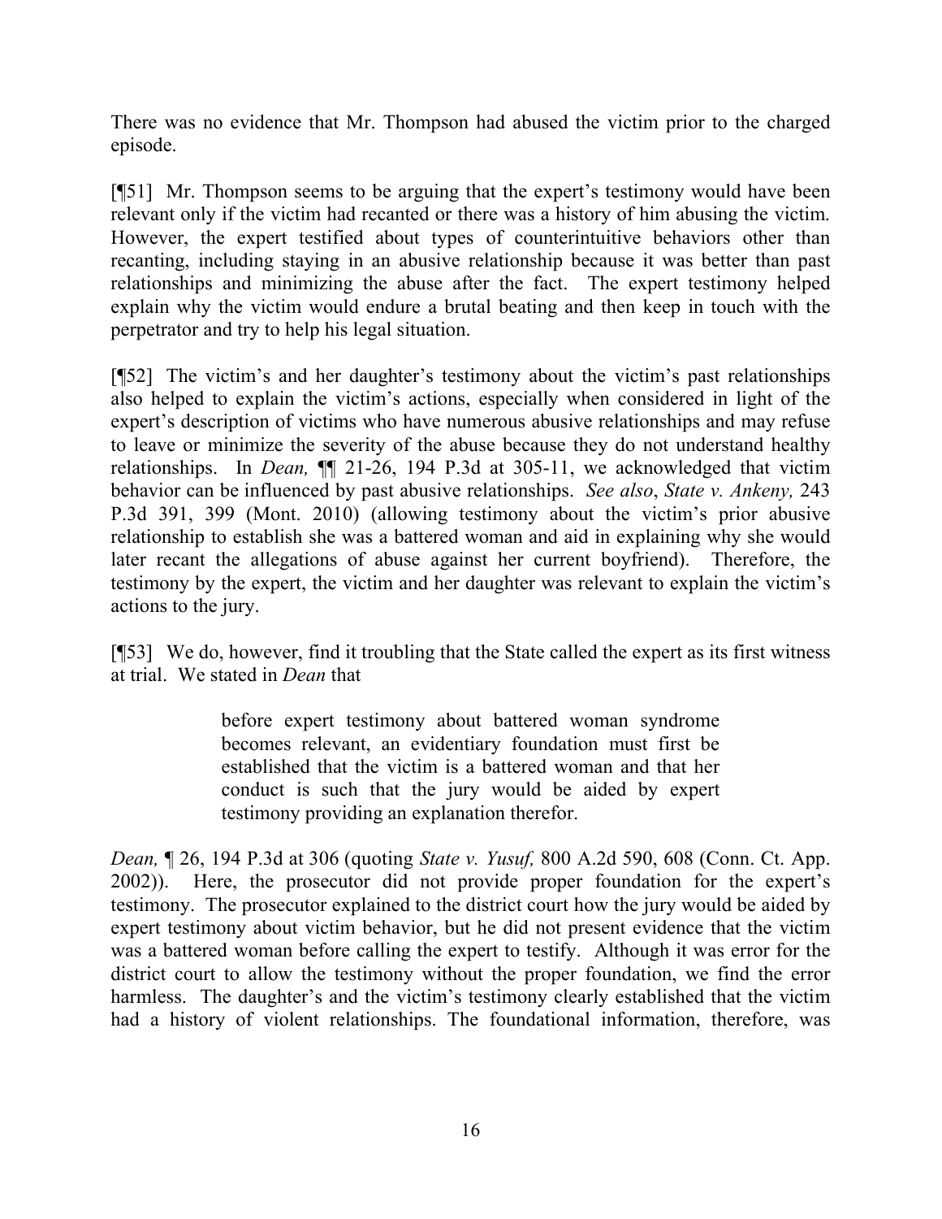There was no evidence that Mr. Thompson had abused the victim prior to the charged episode.

[¶51] Mr. Thompson seems to be arguing that the expert's testimony would have been relevant only if the victim had recanted or there was a history of him abusing the victim. However, the expert testified about types of counterintuitive behaviors other than recanting, including staying in an abusive relationship because it was better than past relationships and minimizing the abuse after the fact. The expert testimony helped explain why the victim would endure a brutal beating and then keep in touch with the perpetrator and try to help his legal situation.

[¶52] The victim's and her daughter's testimony about the victim's past relationships also helped to explain the victim's actions, especially when considered in light of the expert's description of victims who have numerous abusive relationships and may refuse to leave or minimize the severity of the abuse because they do not understand healthy relationships. In *Dean,* ¶¶ 21-26, 194 P.3d at 305-11, we acknowledged that victim behavior can be influenced by past abusive relationships. *See also*, *State v. Ankeny,* 243 P.3d 391, 399 (Mont. 2010) (allowing testimony about the victim's prior abusive relationship to establish she was a battered woman and aid in explaining why she would later recant the allegations of abuse against her current boyfriend). Therefore, the testimony by the expert, the victim and her daughter was relevant to explain the victim's actions to the jury.

[¶53] We do, however, find it troubling that the State called the expert as its first witness at trial. We stated in *Dean* that

> before expert testimony about battered woman syndrome becomes relevant, an evidentiary foundation must first be established that the victim is a battered woman and that her conduct is such that the jury would be aided by expert testimony providing an explanation therefor.

*Dean,* ¶ 26, 194 P.3d at 306 (quoting *State v. Yusuf,* 800 A.2d 590, 608 (Conn. Ct. App. 2002)). Here, the prosecutor did not provide proper foundation for the expert's testimony. The prosecutor explained to the district court how the jury would be aided by expert testimony about victim behavior, but he did not present evidence that the victim was a battered woman before calling the expert to testify. Although it was error for the district court to allow the testimony without the proper foundation, we find the error harmless. The daughter's and the victim's testimony clearly established that the victim had a history of violent relationships. The foundational information, therefore, was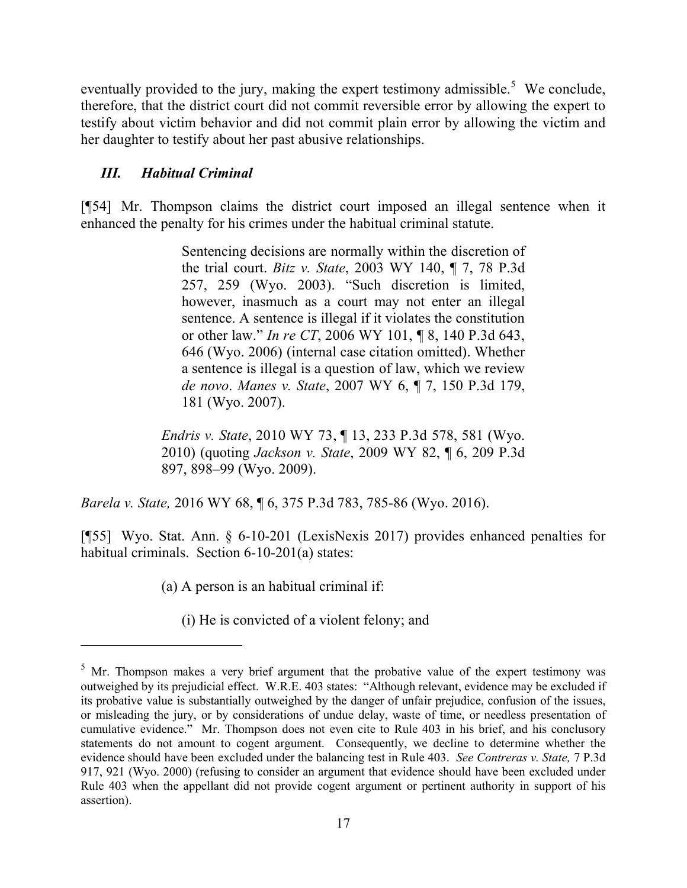eventually provided to the jury, making the expert testimony admissible.[5] We conclude, therefore, that the district court did not commit reversible error by allowing the expert to testify about victim behavior and did not commit plain error by allowing the victim and her daughter to testify about her past abusive relationships.

### *III. Habitual Criminal*

[¶54] Mr. Thompson claims the district court imposed an illegal sentence when it enhanced the penalty for his crimes under the habitual criminal statute.

> Sentencing decisions are normally within the discretion of the trial court. *Bitz v. State*, 2003 WY 140, ¶ 7, 78 P.3d 257, 259 (Wyo. 2003). "Such discretion is limited, however, inasmuch as a court may not enter an illegal sentence. A sentence is illegal if it violates the constitution or other law." *In re CT*, 2006 WY 101, ¶ 8, 140 P.3d 643, 646 (Wyo. 2006) (internal case citation omitted). Whether a sentence is illegal is a question of law, which we review *de novo*. *Manes v. State*, 2007 WY 6, ¶ 7, 150 P.3d 179, 181 (Wyo. 2007).
>
> *Endris v. State*, 2010 WY 73, ¶ 13, 233 P.3d 578, 581 (Wyo. 2010) (quoting *Jackson v. State*, 2009 WY 82, ¶ 6, 209 P.3d 897, 898–99 (Wyo. 2009).

*Barela v. State,* 2016 WY 68, ¶ 6, 375 P.3d 783, 785-86 (Wyo. 2016).

[¶55] Wyo. Stat. Ann. § 6-10-201 (LexisNexis 2017) provides enhanced penalties for habitual criminals. Section 6-10-201(a) states:

> (a) A person is an habitual criminal if:
>
> (i) He is convicted of a violent felony; and

---

[5] Mr. Thompson makes a very brief argument that the probative value of the expert testimony was outweighed by its prejudicial effect. W.R.E. 403 states: "Although relevant, evidence may be excluded if its probative value is substantially outweighed by the danger of unfair prejudice, confusion of the issues, or misleading the jury, or by considerations of undue delay, waste of time, or needless presentation of cumulative evidence." Mr. Thompson does not even cite to Rule 403 in his brief, and his conclusory statements do not amount to cogent argument. Consequently, we decline to determine whether the evidence should have been excluded under the balancing test in Rule 403. *See Contreras v. State,* 7 P.3d 917, 921 (Wyo. 2000) (refusing to consider an argument that evidence should have been excluded under Rule 403 when the appellant did not provide cogent argument or pertinent authority in support of his assertion).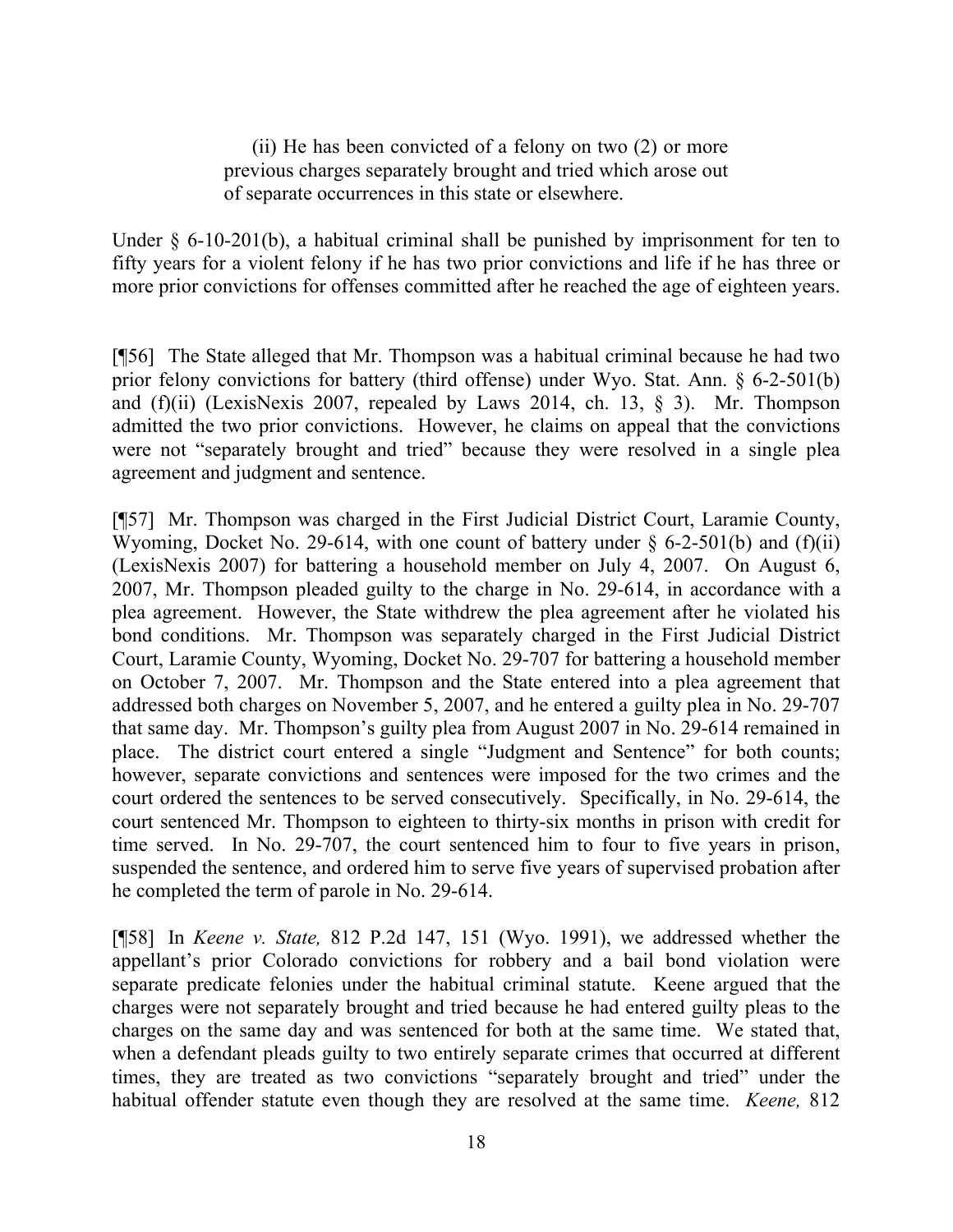(ii) He has been convicted of a felony on two (2) or more previous charges separately brought and tried which arose out of separate occurrences in this state or elsewhere.

Under § 6-10-201(b), a habitual criminal shall be punished by imprisonment for ten to fifty years for a violent felony if he has two prior convictions and life if he has three or more prior convictions for offenses committed after he reached the age of eighteen years.

[¶56] The State alleged that Mr. Thompson was a habitual criminal because he had two prior felony convictions for battery (third offense) under Wyo. Stat. Ann. § 6-2-501(b) and (f)(ii) (LexisNexis 2007, repealed by Laws 2014, ch. 13, § 3). Mr. Thompson admitted the two prior convictions. However, he claims on appeal that the convictions were not "separately brought and tried" because they were resolved in a single plea agreement and judgment and sentence.

[¶57] Mr. Thompson was charged in the First Judicial District Court, Laramie County, Wyoming, Docket No. 29-614, with one count of battery under § 6-2-501(b) and (f)(ii) (LexisNexis 2007) for battering a household member on July 4, 2007. On August 6, 2007, Mr. Thompson pleaded guilty to the charge in No. 29-614, in accordance with a plea agreement. However, the State withdrew the plea agreement after he violated his bond conditions. Mr. Thompson was separately charged in the First Judicial District Court, Laramie County, Wyoming, Docket No. 29-707 for battering a household member on October 7, 2007. Mr. Thompson and the State entered into a plea agreement that addressed both charges on November 5, 2007, and he entered a guilty plea in No. 29-707 that same day. Mr. Thompson's guilty plea from August 2007 in No. 29-614 remained in place. The district court entered a single "Judgment and Sentence" for both counts; however, separate convictions and sentences were imposed for the two crimes and the court ordered the sentences to be served consecutively. Specifically, in No. 29-614, the court sentenced Mr. Thompson to eighteen to thirty-six months in prison with credit for time served. In No. 29-707, the court sentenced him to four to five years in prison, suspended the sentence, and ordered him to serve five years of supervised probation after he completed the term of parole in No. 29-614.

[¶58] In *Keene v. State,* 812 P.2d 147, 151 (Wyo. 1991), we addressed whether the appellant's prior Colorado convictions for robbery and a bail bond violation were separate predicate felonies under the habitual criminal statute. Keene argued that the charges were not separately brought and tried because he had entered guilty pleas to the charges on the same day and was sentenced for both at the same time. We stated that, when a defendant pleads guilty to two entirely separate crimes that occurred at different times, they are treated as two convictions "separately brought and tried" under the habitual offender statute even though they are resolved at the same time. *Keene,* 812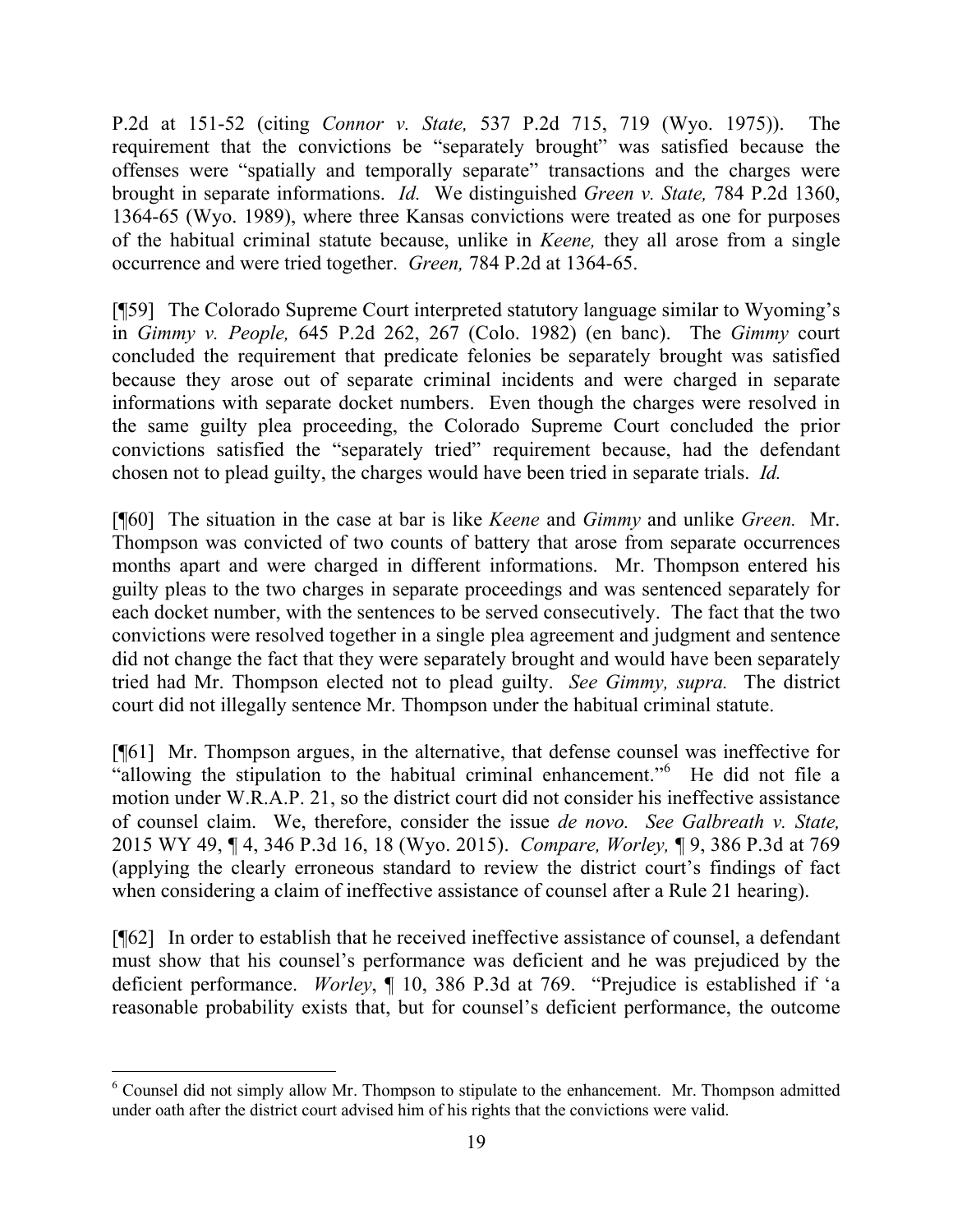P.2d at 151-52 (citing *Connor v. State,* 537 P.2d 715, 719 (Wyo. 1975)). The requirement that the convictions be "separately brought" was satisfied because the offenses were "spatially and temporally separate" transactions and the charges were brought in separate informations. *Id.* We distinguished *Green v. State,* 784 P.2d 1360, 1364-65 (Wyo. 1989), where three Kansas convictions were treated as one for purposes of the habitual criminal statute because, unlike in *Keene,* they all arose from a single occurrence and were tried together. *Green,* 784 P.2d at 1364-65.

[¶59] The Colorado Supreme Court interpreted statutory language similar to Wyoming's in *Gimmy v. People,* 645 P.2d 262, 267 (Colo. 1982) (en banc). The *Gimmy* court concluded the requirement that predicate felonies be separately brought was satisfied because they arose out of separate criminal incidents and were charged in separate informations with separate docket numbers. Even though the charges were resolved in the same guilty plea proceeding, the Colorado Supreme Court concluded the prior convictions satisfied the "separately tried" requirement because, had the defendant chosen not to plead guilty, the charges would have been tried in separate trials. *Id.*

[¶60] The situation in the case at bar is like *Keene* and *Gimmy* and unlike *Green.* Mr. Thompson was convicted of two counts of battery that arose from separate occurrences months apart and were charged in different informations. Mr. Thompson entered his guilty pleas to the two charges in separate proceedings and was sentenced separately for each docket number, with the sentences to be served consecutively. The fact that the two convictions were resolved together in a single plea agreement and judgment and sentence did not change the fact that they were separately brought and would have been separately tried had Mr. Thompson elected not to plead guilty. *See Gimmy, supra.* The district court did not illegally sentence Mr. Thompson under the habitual criminal statute.

[¶61] Mr. Thompson argues, in the alternative, that defense counsel was ineffective for "allowing the stipulation to the habitual criminal enhancement."[6] He did not file a motion under W.R.A.P. 21, so the district court did not consider his ineffective assistance of counsel claim. We, therefore, consider the issue *de novo. See Galbreath v. State,* 2015 WY 49, ¶ 4, 346 P.3d 16, 18 (Wyo. 2015). *Compare, Worley,* ¶ 9, 386 P.3d at 769 (applying the clearly erroneous standard to review the district court's findings of fact when considering a claim of ineffective assistance of counsel after a Rule 21 hearing).

[¶62] In order to establish that he received ineffective assistance of counsel, a defendant must show that his counsel's performance was deficient and he was prejudiced by the deficient performance. *Worley*, ¶ 10, 386 P.3d at 769. "Prejudice is established if 'a reasonable probability exists that, but for counsel's deficient performance, the outcome

---

[6] Counsel did not simply allow Mr. Thompson to stipulate to the enhancement. Mr. Thompson admitted under oath after the district court advised him of his rights that the convictions were valid.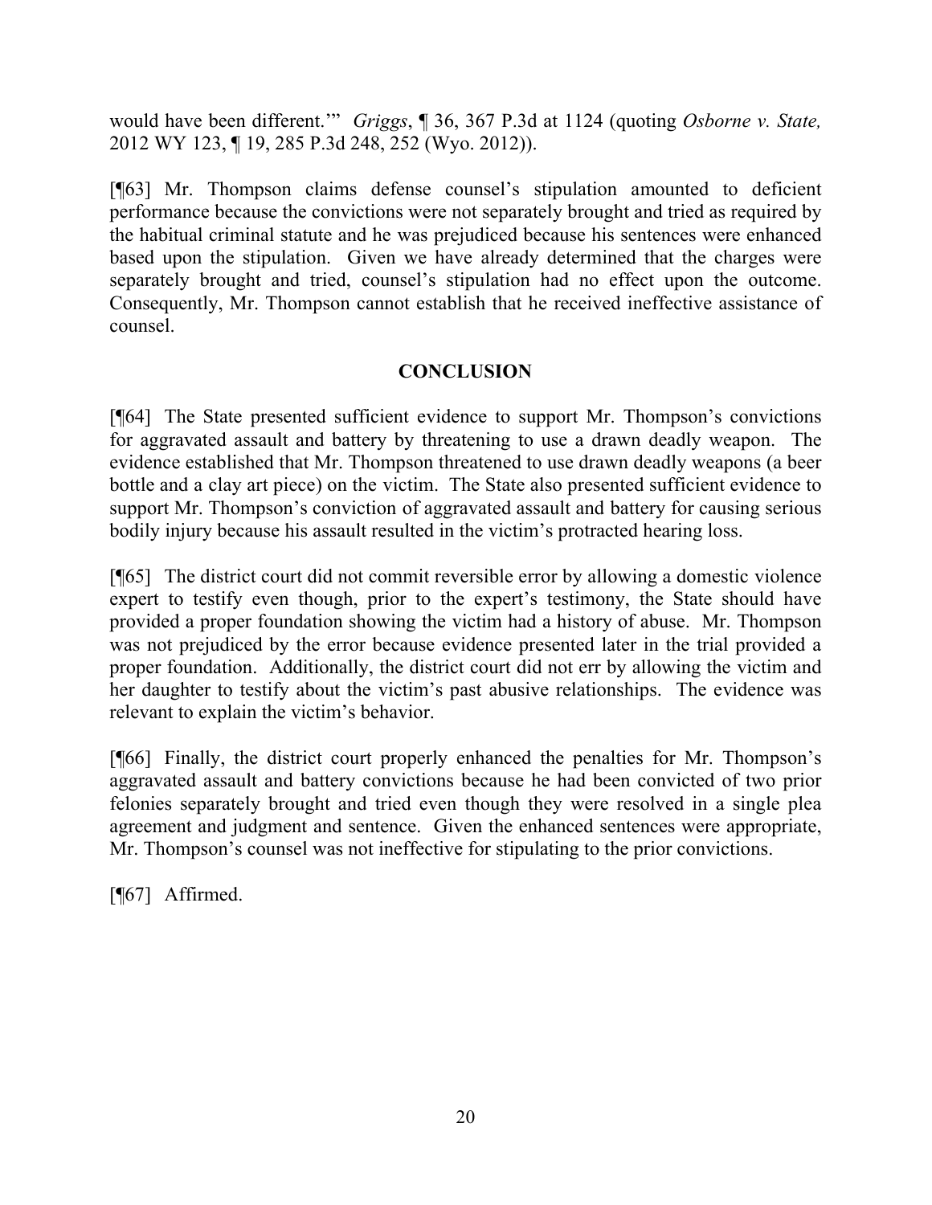would have been different.'" *Griggs*, ¶ 36, 367 P.3d at 1124 (quoting *Osborne v. State,* 2012 WY 123, ¶ 19, 285 P.3d 248, 252 (Wyo. 2012)).

[¶63] Mr. Thompson claims defense counsel's stipulation amounted to deficient performance because the convictions were not separately brought and tried as required by the habitual criminal statute and he was prejudiced because his sentences were enhanced based upon the stipulation. Given we have already determined that the charges were separately brought and tried, counsel's stipulation had no effect upon the outcome. Consequently, Mr. Thompson cannot establish that he received ineffective assistance of counsel.

## CONCLUSION

[¶64] The State presented sufficient evidence to support Mr. Thompson's convictions for aggravated assault and battery by threatening to use a drawn deadly weapon. The evidence established that Mr. Thompson threatened to use drawn deadly weapons (a beer bottle and a clay art piece) on the victim. The State also presented sufficient evidence to support Mr. Thompson's conviction of aggravated assault and battery for causing serious bodily injury because his assault resulted in the victim's protracted hearing loss.

[¶65] The district court did not commit reversible error by allowing a domestic violence expert to testify even though, prior to the expert's testimony, the State should have provided a proper foundation showing the victim had a history of abuse. Mr. Thompson was not prejudiced by the error because evidence presented later in the trial provided a proper foundation. Additionally, the district court did not err by allowing the victim and her daughter to testify about the victim's past abusive relationships. The evidence was relevant to explain the victim's behavior.

[¶66] Finally, the district court properly enhanced the penalties for Mr. Thompson's aggravated assault and battery convictions because he had been convicted of two prior felonies separately brought and tried even though they were resolved in a single plea agreement and judgment and sentence. Given the enhanced sentences were appropriate, Mr. Thompson's counsel was not ineffective for stipulating to the prior convictions.

[¶67] Affirmed.